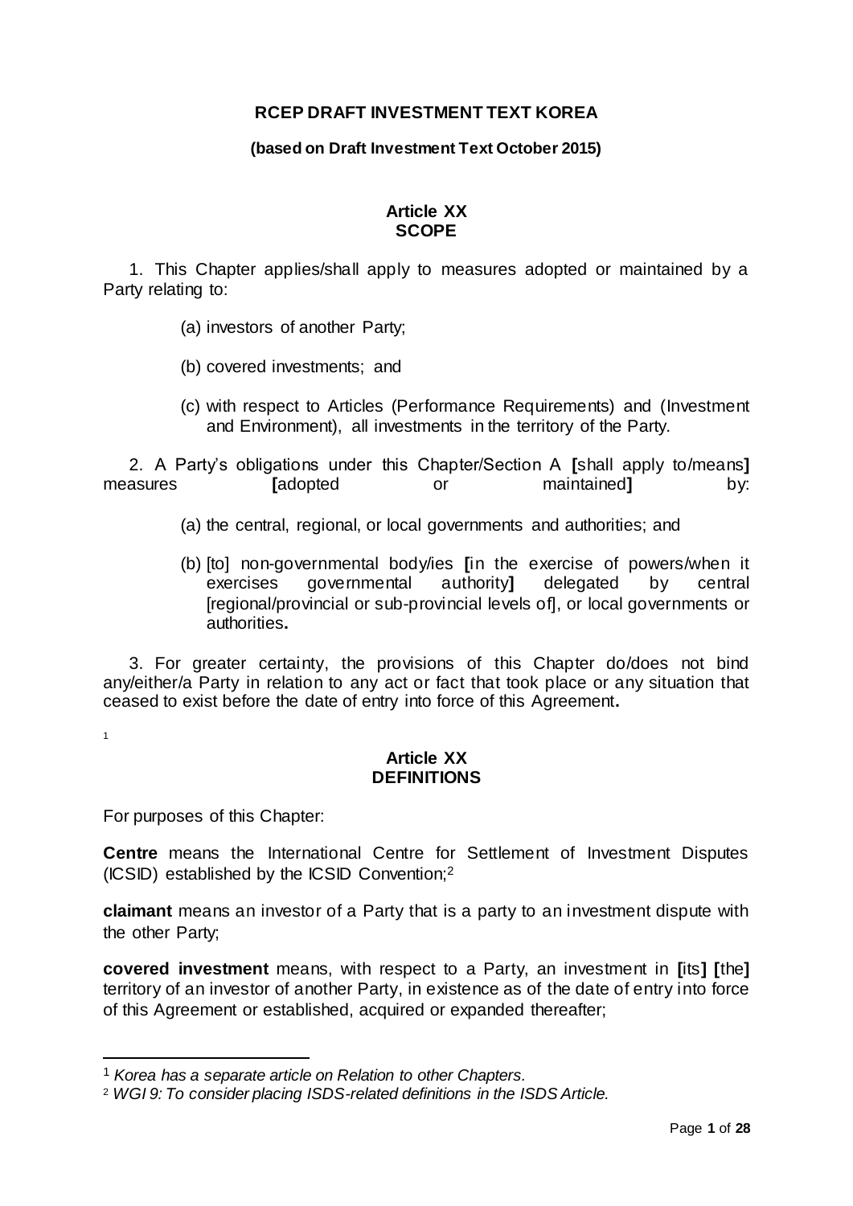# RCEP DRAFT INVESTMENT TEXT KOREA

**(based on Draft Investment Text October 2015)**

## Article XX
## SCOPE

1. This Chapter applies/shall apply to measures adopted or maintained by a Party relating to:

   (a) investors of another Party;

   (b) covered investments; and

   (c) with respect to Articles (Performance Requirements) and (Investment and Environment), all investments in the territory of the Party.

2. A Party's obligations under this Chapter/Section A **[**shall apply to/means**]** measures **[**adopted or maintained**]** by:

   (a) the central, regional, or local governments and authorities; and

   (b) [to] non-governmental body/ies **[**in the exercise of powers/when it exercises governmental authority**]** delegated by central [regional/provincial or sub-provincial levels of], or local governments or authorities**.**

3. For greater certainty, the provisions of this Chapter do/does not bind any/either/a Party in relation to any act or fact that took place or any situation that ceased to exist before the date of entry into force of this Agreement**.**

[1]

## Article XX
## DEFINITIONS

For purposes of this Chapter:

**Centre** means the International Centre for Settlement of Investment Disputes (ICSID) established by the ICSID Convention;[2]

**claimant** means an investor of a Party that is a party to an investment dispute with the other Party;

**covered investment** means, with respect to a Party, an investment in **[**its**] [**the**]** territory of an investor of another Party, in existence as of the date of entry into force of this Agreement or established, acquired or expanded thereafter;

---

[1] *Korea has a separate article on Relation to other Chapters.*

[2] *WGI 9: To consider placing ISDS-related definitions in the ISDS Article.*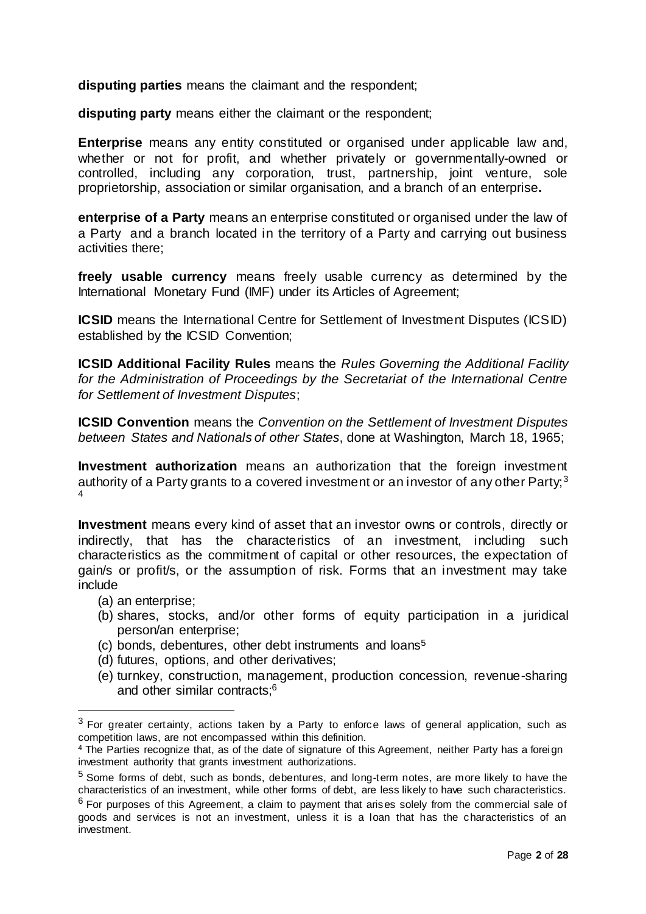**disputing parties** means the claimant and the respondent;

**disputing party** means either the claimant or the respondent;

**Enterprise** means any entity constituted or organised under applicable law and, whether or not for profit, and whether privately or governmentally-owned or controlled, including any corporation, trust, partnership, joint venture, sole proprietorship, association or similar organisation, and a branch of an enterprise**.**

**enterprise of a Party** means an enterprise constituted or organised under the law of a Party and a branch located in the territory of a Party and carrying out business activities there;

**freely usable currency** means freely usable currency as determined by the International Monetary Fund (IMF) under its Articles of Agreement;

**ICSID** means the International Centre for Settlement of Investment Disputes (ICSID) established by the ICSID Convention;

**ICSID Additional Facility Rules** means the *Rules Governing the Additional Facility for the Administration of Proceedings by the Secretariat of the International Centre for Settlement of Investment Disputes*;

**ICSID Convention** means the *Convention on the Settlement of Investment Disputes between States and Nationals of other States*, done at Washington, March 18, 1965;

**Investment authorization** means an authorization that the foreign investment authority of a Party grants to a covered investment or an investor of any other Party;[3] [4]

**Investment** means every kind of asset that an investor owns or controls, directly or indirectly, that has the characteristics of an investment, including such characteristics as the commitment of capital or other resources, the expectation of gain/s or profit/s, or the assumption of risk. Forms that an investment may take include

(a) an enterprise;

(b) shares, stocks, and/or other forms of equity participation in a juridical person/an enterprise;

(c) bonds, debentures, other debt instruments and loans[5]

(d) futures, options, and other derivatives;

(e) turnkey, construction, management, production concession, revenue-sharing and other similar contracts;[6]

---

[3] For greater certainty, actions taken by a Party to enforce laws of general application, such as competition laws, are not encompassed within this definition.

[4] The Parties recognize that, as of the date of signature of this Agreement, neither Party has a foreign investment authority that grants investment authorizations.

[5] Some forms of debt, such as bonds, debentures, and long-term notes, are more likely to have the characteristics of an investment, while other forms of debt, are less likely to have such characteristics.

[6] For purposes of this Agreement, a claim to payment that arises solely from the commercial sale of goods and services is not an investment, unless it is a loan that has the characteristics of an investment.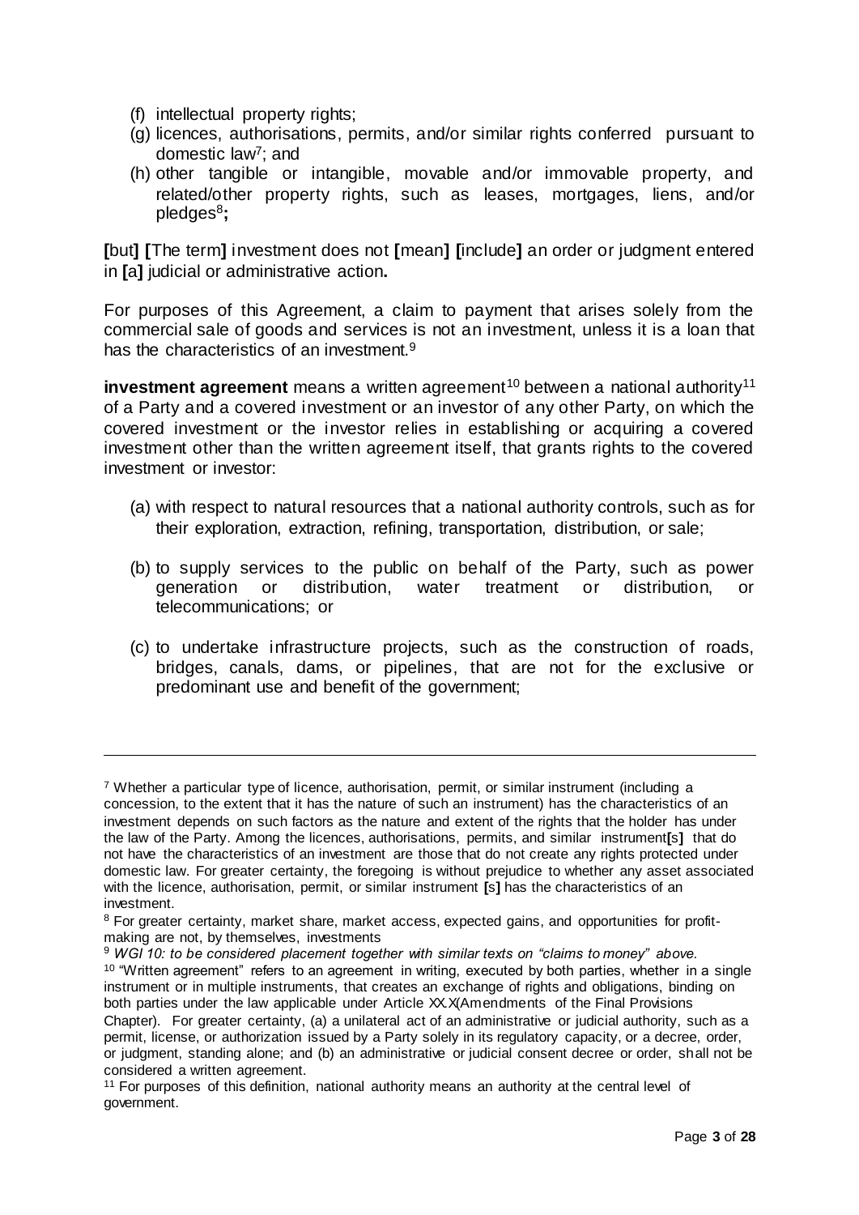(f) intellectual property rights;

(g) licences, authorisations, permits, and/or similar rights conferred pursuant to domestic law[7]; and

(h) other tangible or intangible, movable and/or immovable property, and related/other property rights, such as leases, mortgages, liens, and/or pledges[8]**;**

**[**but**]** **[**The term**]** investment does not **[**mean**]** **[**include**]** an order or judgment entered in **[**a**]** judicial or administrative action**.**

For purposes of this Agreement, a claim to payment that arises solely from the commercial sale of goods and services is not an investment, unless it is a loan that has the characteristics of an investment.[9]

**investment agreement** means a written agreement[10] between a national authority[11] of a Party and a covered investment or an investor of any other Party, on which the covered investment or the investor relies in establishing or acquiring a covered investment other than the written agreement itself, that grants rights to the covered investment or investor:

(a) with respect to natural resources that a national authority controls, such as for their exploration, extraction, refining, transportation, distribution, or sale;

(b) to supply services to the public on behalf of the Party, such as power generation or distribution, water treatment or distribution, or telecommunications; or

(c) to undertake infrastructure projects, such as the construction of roads, bridges, canals, dams, or pipelines, that are not for the exclusive or predominant use and benefit of the government;

---

[7] Whether a particular type of licence, authorisation, permit, or similar instrument (including a concession, to the extent that it has the nature of such an instrument) has the characteristics of an investment depends on such factors as the nature and extent of the rights that the holder has under the law of the Party. Among the licences, authorisations, permits, and similar instrument**[**s**]** that do not have the characteristics of an investment are those that do not create any rights protected under domestic law. For greater certainty, the foregoing is without prejudice to whether any asset associated with the licence, authorisation, permit, or similar instrument **[**s**]** has the characteristics of an investment.

[8] For greater certainty, market share, market access, expected gains, and opportunities for profit-making are not, by themselves, investments

[9] *WGI 10: to be considered placement together with similar texts on "claims to money" above.*

[10] "Written agreement" refers to an agreement in writing, executed by both parties, whether in a single instrument or in multiple instruments, that creates an exchange of rights and obligations, binding on both parties under the law applicable under Article XX.X(Amendments of the Final Provisions Chapter). For greater certainty, (a) a unilateral act of an administrative or judicial authority, such as a permit, license, or authorization issued by a Party solely in its regulatory capacity, or a decree, order, or judgment, standing alone; and (b) an administrative or judicial consent decree or order, shall not be considered a written agreement.

[11] For purposes of this definition, national authority means an authority at the central level of government.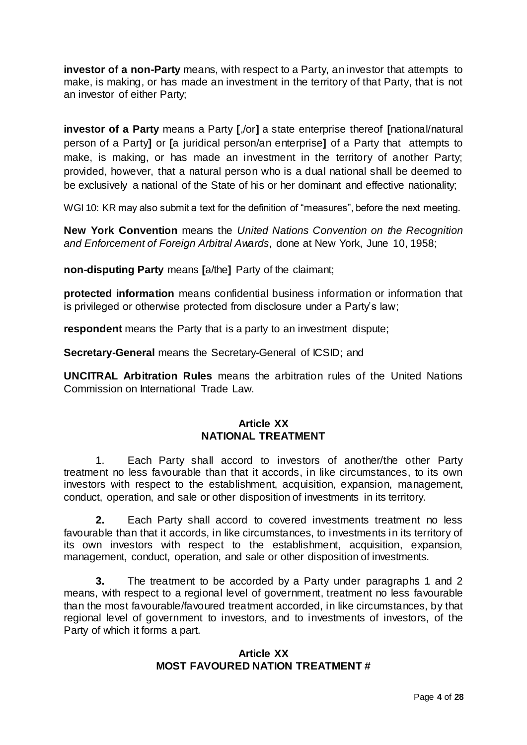**investor of a non-Party** means, with respect to a Party, an investor that attempts to make, is making, or has made an investment in the territory of that Party, that is not an investor of either Party;

**investor of a Party** means a Party **[**,/or**]** a state enterprise thereof **[**national/natural person of a Party**]** or **[**a juridical person/an enterprise**]** of a Party that attempts to make, is making, or has made an investment in the territory of another Party; provided, however, that a natural person who is a dual national shall be deemed to be exclusively a national of the State of his or her dominant and effective nationality;

WGI 10: KR may also submit a text for the definition of "measures", before the next meeting.

**New York Convention** means the *United Nations Convention on the Recognition and Enforcement of Foreign Arbitral Awards*, done at New York, June 10, 1958;

**non-disputing Party** means **[**a/the**]** Party of the claimant;

**protected information** means confidential business information or information that is privileged or otherwise protected from disclosure under a Party's law;

**respondent** means the Party that is a party to an investment dispute;

**Secretary-General** means the Secretary-General of ICSID; and

**UNCITRAL Arbitration Rules** means the arbitration rules of the United Nations Commission on International Trade Law.

## Article XX
## NATIONAL TREATMENT

1. Each Party shall accord to investors of another/the other Party treatment no less favourable than that it accords, in like circumstances, to its own investors with respect to the establishment, acquisition, expansion, management, conduct, operation, and sale or other disposition of investments in its territory.

**2.** Each Party shall accord to covered investments treatment no less favourable than that it accords, in like circumstances, to investments in its territory of its own investors with respect to the establishment, acquisition, expansion, management, conduct, operation, and sale or other disposition of investments.

**3.** The treatment to be accorded by a Party under paragraphs 1 and 2 means, with respect to a regional level of government, treatment no less favourable than the most favourable/favoured treatment accorded, in like circumstances, by that regional level of government to investors, and to investments of investors, of the Party of which it forms a part.

## Article XX
## MOST FAVOURED NATION TREATMENT #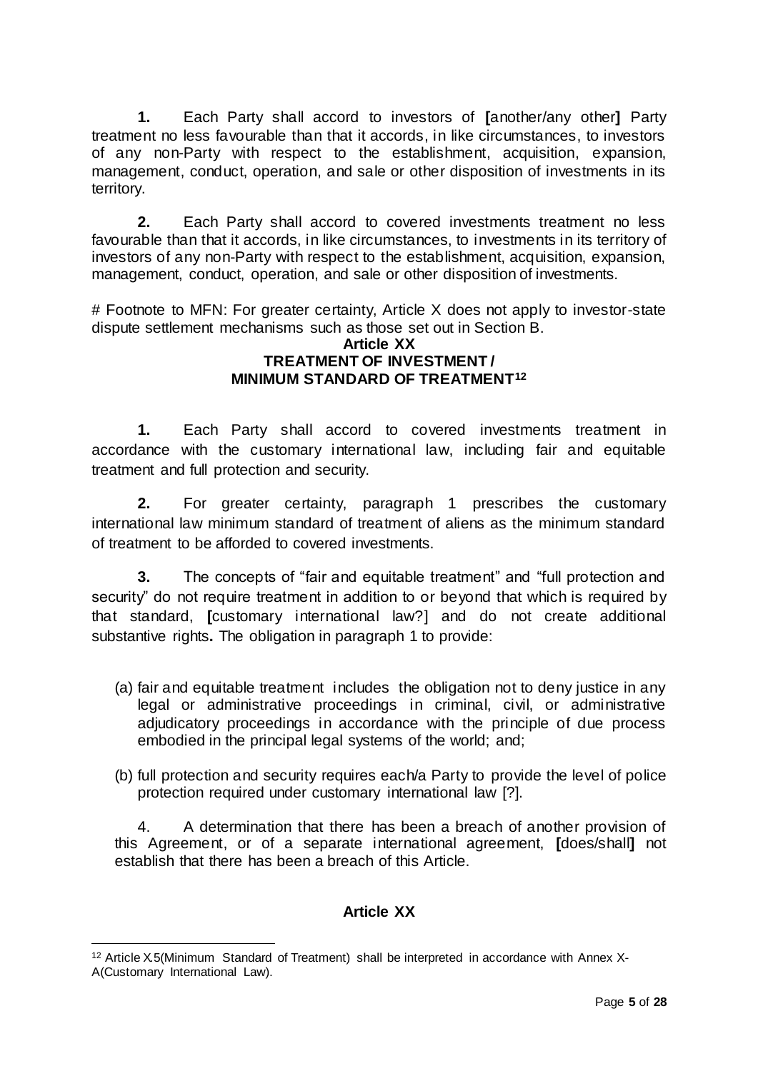**1.** Each Party shall accord to investors of **[**another/any other**]** Party treatment no less favourable than that it accords, in like circumstances, to investors of any non-Party with respect to the establishment, acquisition, expansion, management, conduct, operation, and sale or other disposition of investments in its territory.

**2.** Each Party shall accord to covered investments treatment no less favourable than that it accords, in like circumstances, to investments in its territory of investors of any non-Party with respect to the establishment, acquisition, expansion, management, conduct, operation, and sale or other disposition of investments.

# Footnote to MFN: For greater certainty, Article X does not apply to investor-state dispute settlement mechanisms such as those set out in Section B.

**Article XX**
**TREATMENT OF INVESTMENT /**
**MINIMUM STANDARD OF TREATMENT**[12]

**1.** Each Party shall accord to covered investments treatment in accordance with the customary international law, including fair and equitable treatment and full protection and security.

**2.** For greater certainty, paragraph 1 prescribes the customary international law minimum standard of treatment of aliens as the minimum standard of treatment to be afforded to covered investments.

**3.** The concepts of "fair and equitable treatment" and "full protection and security" do not require treatment in addition to or beyond that which is required by that standard, **[**customary international law?] and do not create additional substantive rights**.** The obligation in paragraph 1 to provide:

(a) fair and equitable treatment includes the obligation not to deny justice in any legal or administrative proceedings in criminal, civil, or administrative adjudicatory proceedings in accordance with the principle of due process embodied in the principal legal systems of the world; and;

(b) full protection and security requires each/a Party to provide the level of police protection required under customary international law [?].

4. A determination that there has been a breach of another provision of this Agreement, or of a separate international agreement, **[**does/shall**]** not establish that there has been a breach of this Article.

**Article XX**

[12] Article X.5(Minimum Standard of Treatment) shall be interpreted in accordance with Annex X-A(Customary International Law).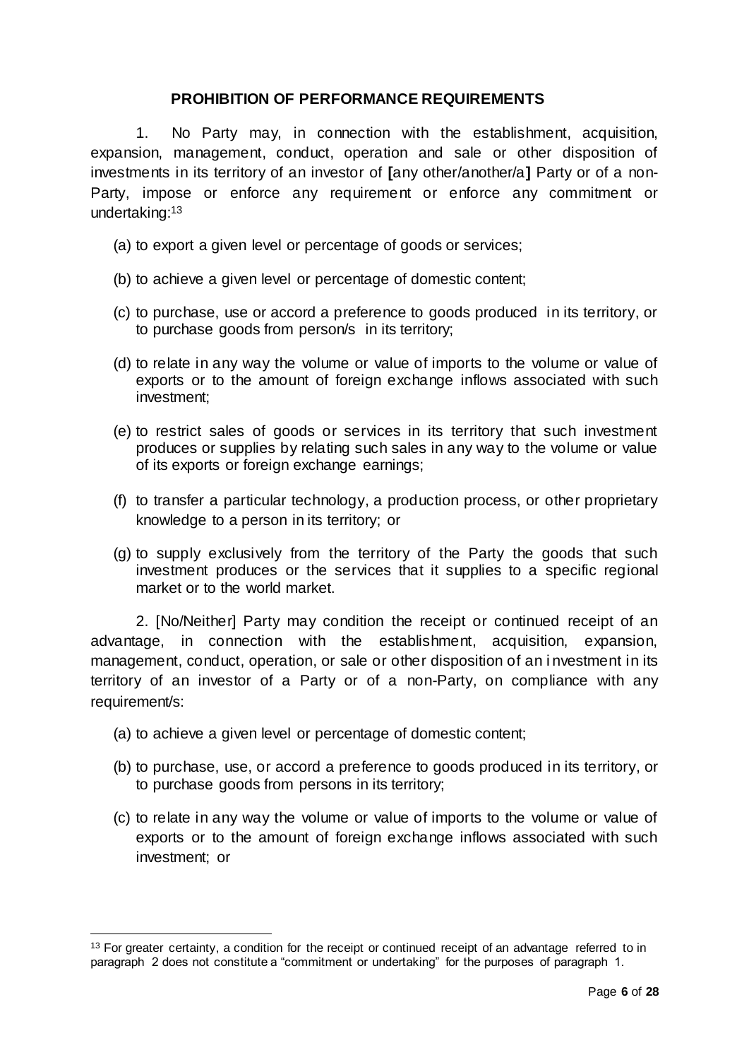**PROHIBITION OF PERFORMANCE REQUIREMENTS**

1. No Party may, in connection with the establishment, acquisition, expansion, management, conduct, operation and sale or other disposition of investments in its territory of an investor of **[**any other/another/a**]** Party or of a non-Party, impose or enforce any requirement or enforce any commitment or undertaking:[13]

(a) to export a given level or percentage of goods or services;

(b) to achieve a given level or percentage of domestic content;

(c) to purchase, use or accord a preference to goods produced in its territory, or to purchase goods from person/s in its territory;

(d) to relate in any way the volume or value of imports to the volume or value of exports or to the amount of foreign exchange inflows associated with such investment;

(e) to restrict sales of goods or services in its territory that such investment produces or supplies by relating such sales in any way to the volume or value of its exports or foreign exchange earnings;

(f) to transfer a particular technology, a production process, or other proprietary knowledge to a person in its territory; or

(g) to supply exclusively from the territory of the Party the goods that such investment produces or the services that it supplies to a specific regional market or to the world market.

2. [No/Neither] Party may condition the receipt or continued receipt of an advantage, in connection with the establishment, acquisition, expansion, management, conduct, operation, or sale or other disposition of an investment in its territory of an investor of a Party or of a non-Party, on compliance with any requirement/s:

(a) to achieve a given level or percentage of domestic content;

(b) to purchase, use, or accord a preference to goods produced in its territory, or to purchase goods from persons in its territory;

(c) to relate in any way the volume or value of imports to the volume or value of exports or to the amount of foreign exchange inflows associated with such investment; or

---

[13] For greater certainty, a condition for the receipt or continued receipt of an advantage referred to in paragraph 2 does not constitute a "commitment or undertaking" for the purposes of paragraph 1.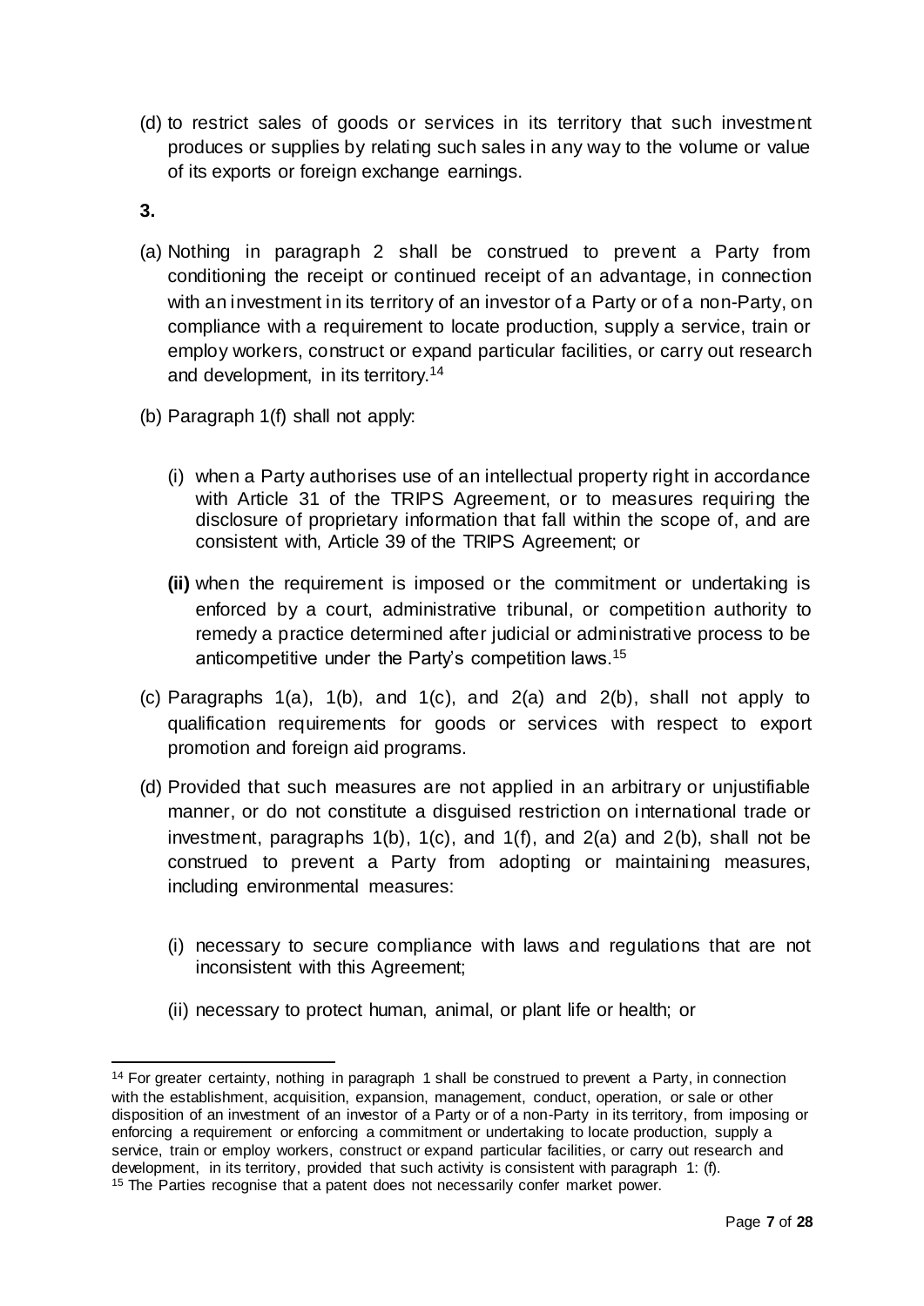(d) to restrict sales of goods or services in its territory that such investment produces or supplies by relating such sales in any way to the volume or value of its exports or foreign exchange earnings.

**3.**

(a) Nothing in paragraph 2 shall be construed to prevent a Party from conditioning the receipt or continued receipt of an advantage, in connection with an investment in its territory of an investor of a Party or of a non-Party, on compliance with a requirement to locate production, supply a service, train or employ workers, construct or expand particular facilities, or carry out research and development, in its territory.[14]

(b) Paragraph 1(f) shall not apply:

(i) when a Party authorises use of an intellectual property right in accordance with Article 31 of the TRIPS Agreement, or to measures requiring the disclosure of proprietary information that fall within the scope of, and are consistent with, Article 39 of the TRIPS Agreement; or

**(ii)** when the requirement is imposed or the commitment or undertaking is enforced by a court, administrative tribunal, or competition authority to remedy a practice determined after judicial or administrative process to be anticompetitive under the Party's competition laws.[15]

(c) Paragraphs 1(a), 1(b), and 1(c), and 2(a) and 2(b), shall not apply to qualification requirements for goods or services with respect to export promotion and foreign aid programs.

(d) Provided that such measures are not applied in an arbitrary or unjustifiable manner, or do not constitute a disguised restriction on international trade or investment, paragraphs 1(b), 1(c), and 1(f), and 2(a) and 2(b), shall not be construed to prevent a Party from adopting or maintaining measures, including environmental measures:

(i) necessary to secure compliance with laws and regulations that are not inconsistent with this Agreement;

(ii) necessary to protect human, animal, or plant life or health; or

---

[14] For greater certainty, nothing in paragraph 1 shall be construed to prevent a Party, in connection with the establishment, acquisition, expansion, management, conduct, operation, or sale or other disposition of an investment of an investor of a Party or of a non-Party in its territory, from imposing or enforcing a requirement or enforcing a commitment or undertaking to locate production, supply a service, train or employ workers, construct or expand particular facilities, or carry out research and development, in its territory, provided that such activity is consistent with paragraph 1: (f).

[15] The Parties recognise that a patent does not necessarily confer market power.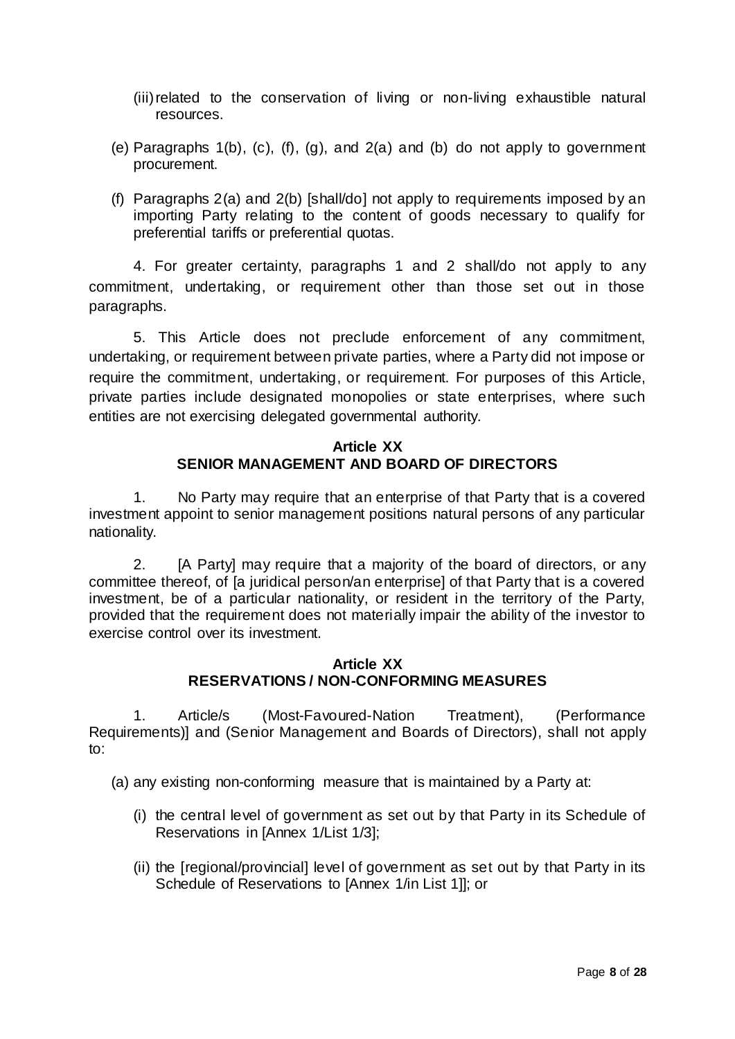(iii) related to the conservation of living or non-living exhaustible natural resources.

(e) Paragraphs 1(b), (c), (f), (g), and 2(a) and (b) do not apply to government procurement.

(f) Paragraphs 2(a) and 2(b) [shall/do] not apply to requirements imposed by an importing Party relating to the content of goods necessary to qualify for preferential tariffs or preferential quotas.

4. For greater certainty, paragraphs 1 and 2 shall/do not apply to any commitment, undertaking, or requirement other than those set out in those paragraphs.

5. This Article does not preclude enforcement of any commitment, undertaking, or requirement between private parties, where a Party did not impose or require the commitment, undertaking, or requirement. For purposes of this Article, private parties include designated monopolies or state enterprises, where such entities are not exercising delegated governmental authority.

**Article XX**
**SENIOR MANAGEMENT AND BOARD OF DIRECTORS**

1. No Party may require that an enterprise of that Party that is a covered investment appoint to senior management positions natural persons of any particular nationality.

2. [A Party] may require that a majority of the board of directors, or any committee thereof, of [a juridical person/an enterprise] of that Party that is a covered investment, be of a particular nationality, or resident in the territory of the Party, provided that the requirement does not materially impair the ability of the investor to exercise control over its investment.

**Article XX**
**RESERVATIONS / NON-CONFORMING MEASURES**

1. Article/s (Most-Favoured-Nation Treatment), (Performance Requirements)] and (Senior Management and Boards of Directors), shall not apply to:

(a) any existing non-conforming measure that is maintained by a Party at:

(i) the central level of government as set out by that Party in its Schedule of Reservations in [Annex 1/List 1/3];

(ii) the [regional/provincial] level of government as set out by that Party in its Schedule of Reservations to [Annex 1/in List 1]]; or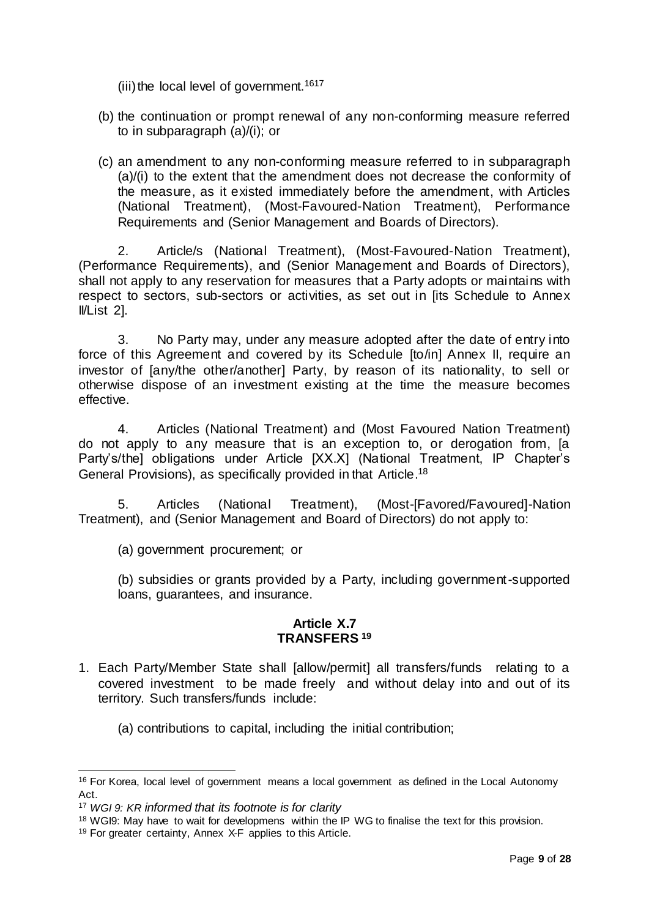(iii) the local level of government.[16][17]

(b) the continuation or prompt renewal of any non-conforming measure referred to in subparagraph (a)/(i); or

(c) an amendment to any non-conforming measure referred to in subparagraph (a)/(i) to the extent that the amendment does not decrease the conformity of the measure, as it existed immediately before the amendment, with Articles (National Treatment), (Most-Favoured-Nation Treatment), Performance Requirements and (Senior Management and Boards of Directors).

2. Article/s (National Treatment), (Most-Favoured-Nation Treatment), (Performance Requirements), and (Senior Management and Boards of Directors), shall not apply to any reservation for measures that a Party adopts or maintains with respect to sectors, sub-sectors or activities, as set out in [its Schedule to Annex II/List 2].

3. No Party may, under any measure adopted after the date of entry into force of this Agreement and covered by its Schedule [to/in] Annex II, require an investor of [any/the other/another] Party, by reason of its nationality, to sell or otherwise dispose of an investment existing at the time the measure becomes effective.

4. Articles (National Treatment) and (Most Favoured Nation Treatment) do not apply to any measure that is an exception to, or derogation from, [a Party's/the] obligations under Article [XX.X] (National Treatment, IP Chapter's General Provisions), as specifically provided in that Article.[18]

5. Articles (National Treatment), (Most-[Favored/Favoured]-Nation Treatment), and (Senior Management and Board of Directors) do not apply to:

(a) government procurement; or

(b) subsidies or grants provided by a Party, including government-supported loans, guarantees, and insurance.

### Article X.7
### TRANSFERS [19]

1. Each Party/Member State shall [allow/permit] all transfers/funds relating to a covered investment to be made freely and without delay into and out of its territory. Such transfers/funds include:

   (a) contributions to capital, including the initial contribution;

---

[16] For Korea, local level of government means a local government as defined in the Local Autonomy Act.

[17] *WGI 9: KR informed that its footnote is for clarity*

[18] WGI9: May have to wait for developmens within the IP WG to finalise the text for this provision.

[19] For greater certainty, Annex X-F applies to this Article.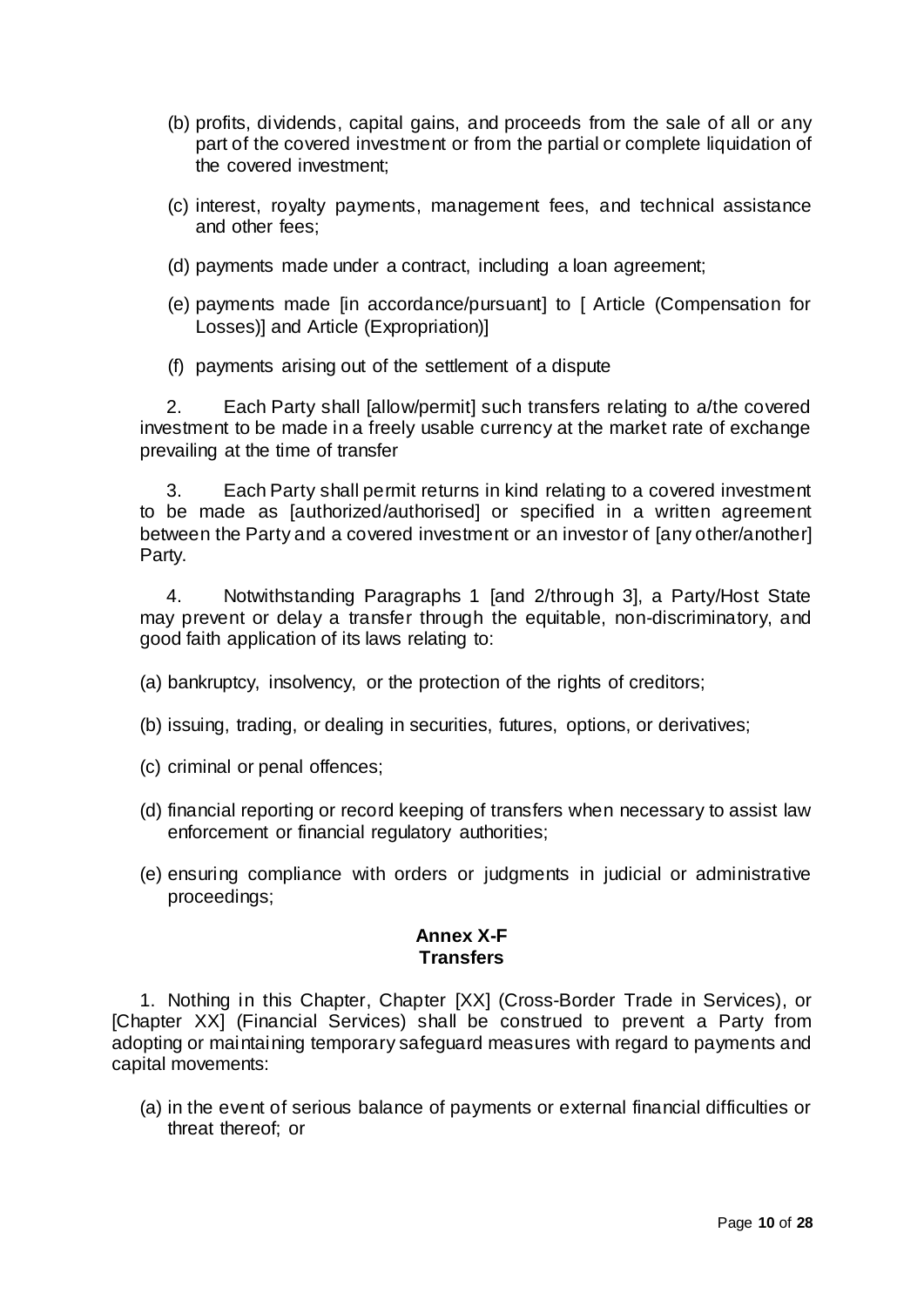(b) profits, dividends, capital gains, and proceeds from the sale of all or any part of the covered investment or from the partial or complete liquidation of the covered investment;

(c) interest, royalty payments, management fees, and technical assistance and other fees;

(d) payments made under a contract, including a loan agreement;

(e) payments made [in accordance/pursuant] to [ Article (Compensation for Losses)] and Article (Expropriation)]

(f) payments arising out of the settlement of a dispute

2. Each Party shall [allow/permit] such transfers relating to a/the covered investment to be made in a freely usable currency at the market rate of exchange prevailing at the time of transfer

3. Each Party shall permit returns in kind relating to a covered investment to be made as [authorized/authorised] or specified in a written agreement between the Party and a covered investment or an investor of [any other/another] Party.

4. Notwithstanding Paragraphs 1 [and 2/through 3], a Party/Host State may prevent or delay a transfer through the equitable, non-discriminatory, and good faith application of its laws relating to:

(a) bankruptcy, insolvency, or the protection of the rights of creditors;

(b) issuing, trading, or dealing in securities, futures, options, or derivatives;

(c) criminal or penal offences;

(d) financial reporting or record keeping of transfers when necessary to assist law enforcement or financial regulatory authorities;

(e) ensuring compliance with orders or judgments in judicial or administrative proceedings;

## Annex X-F
## Transfers

1. Nothing in this Chapter, Chapter [XX] (Cross-Border Trade in Services), or [Chapter XX] (Financial Services) shall be construed to prevent a Party from adopting or maintaining temporary safeguard measures with regard to payments and capital movements:

(a) in the event of serious balance of payments or external financial difficulties or threat thereof; or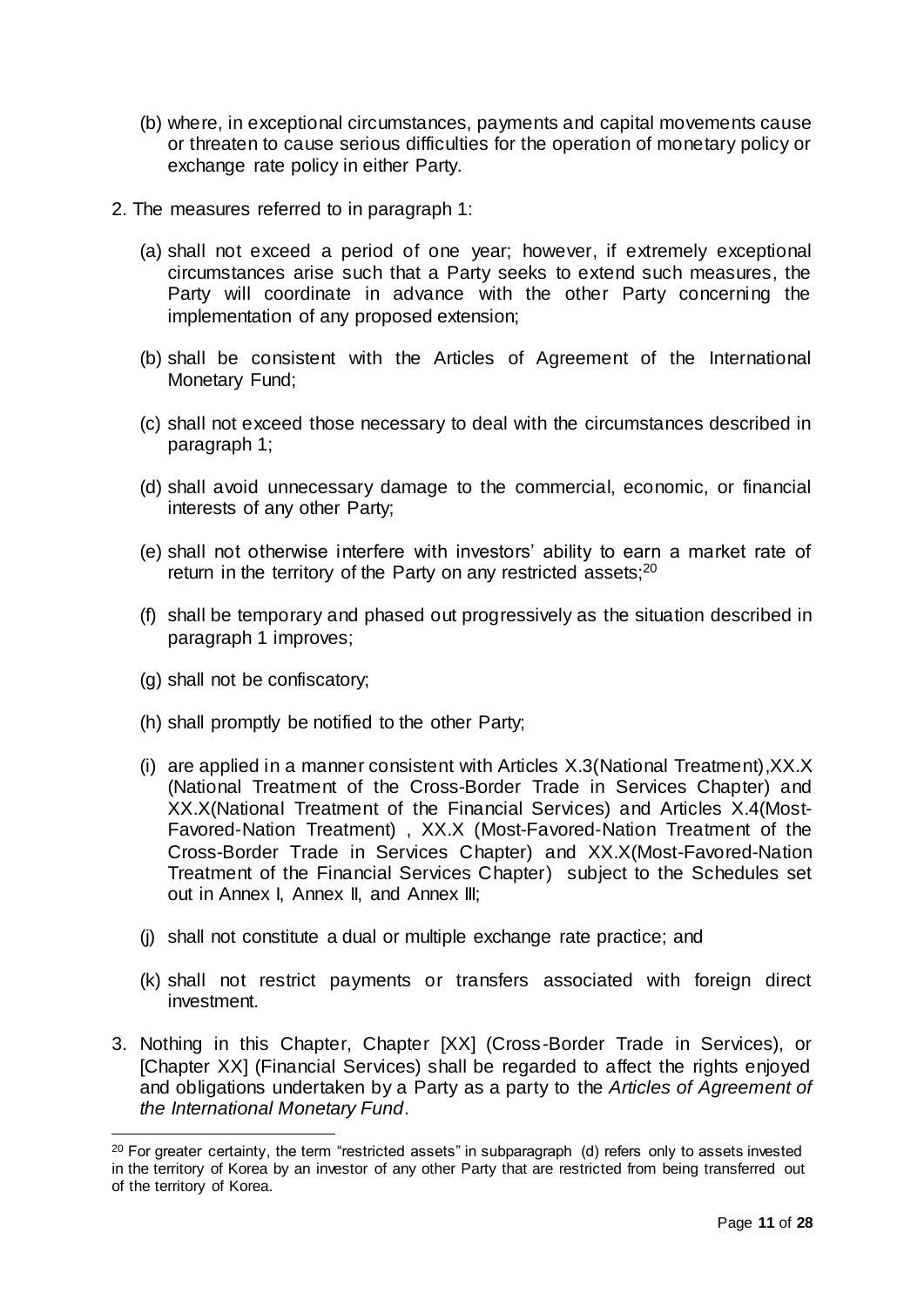(b) where, in exceptional circumstances, payments and capital movements cause or threaten to cause serious difficulties for the operation of monetary policy or exchange rate policy in either Party.

2. The measures referred to in paragraph 1:

   (a) shall not exceed a period of one year; however, if extremely exceptional circumstances arise such that a Party seeks to extend such measures, the Party will coordinate in advance with the other Party concerning the implementation of any proposed extension;

   (b) shall be consistent with the Articles of Agreement of the International Monetary Fund;

   (c) shall not exceed those necessary to deal with the circumstances described in paragraph 1;

   (d) shall avoid unnecessary damage to the commercial, economic, or financial interests of any other Party;

   (e) shall not otherwise interfere with investors' ability to earn a market rate of return in the territory of the Party on any restricted assets;[20]

   (f) shall be temporary and phased out progressively as the situation described in paragraph 1 improves;

   (g) shall not be confiscatory;

   (h) shall promptly be notified to the other Party;

   (i) are applied in a manner consistent with Articles X.3(National Treatment),XX.X (National Treatment of the Cross-Border Trade in Services Chapter) and XX.X(National Treatment of the Financial Services) and Articles X.4(Most-Favored-Nation Treatment) , XX.X (Most-Favored-Nation Treatment of the Cross-Border Trade in Services Chapter) and XX.X(Most-Favored-Nation Treatment of the Financial Services Chapter) subject to the Schedules set out in Annex I, Annex II, and Annex III;

   (j) shall not constitute a dual or multiple exchange rate practice; and

   (k) shall not restrict payments or transfers associated with foreign direct investment.

3. Nothing in this Chapter, Chapter [XX] (Cross-Border Trade in Services), or [Chapter XX] (Financial Services) shall be regarded to affect the rights enjoyed and obligations undertaken by a Party as a party to the *Articles of Agreement of the International Monetary Fund*.

---

[20] For greater certainty, the term "restricted assets" in subparagraph (d) refers only to assets invested in the territory of Korea by an investor of any other Party that are restricted from being transferred out of the territory of Korea.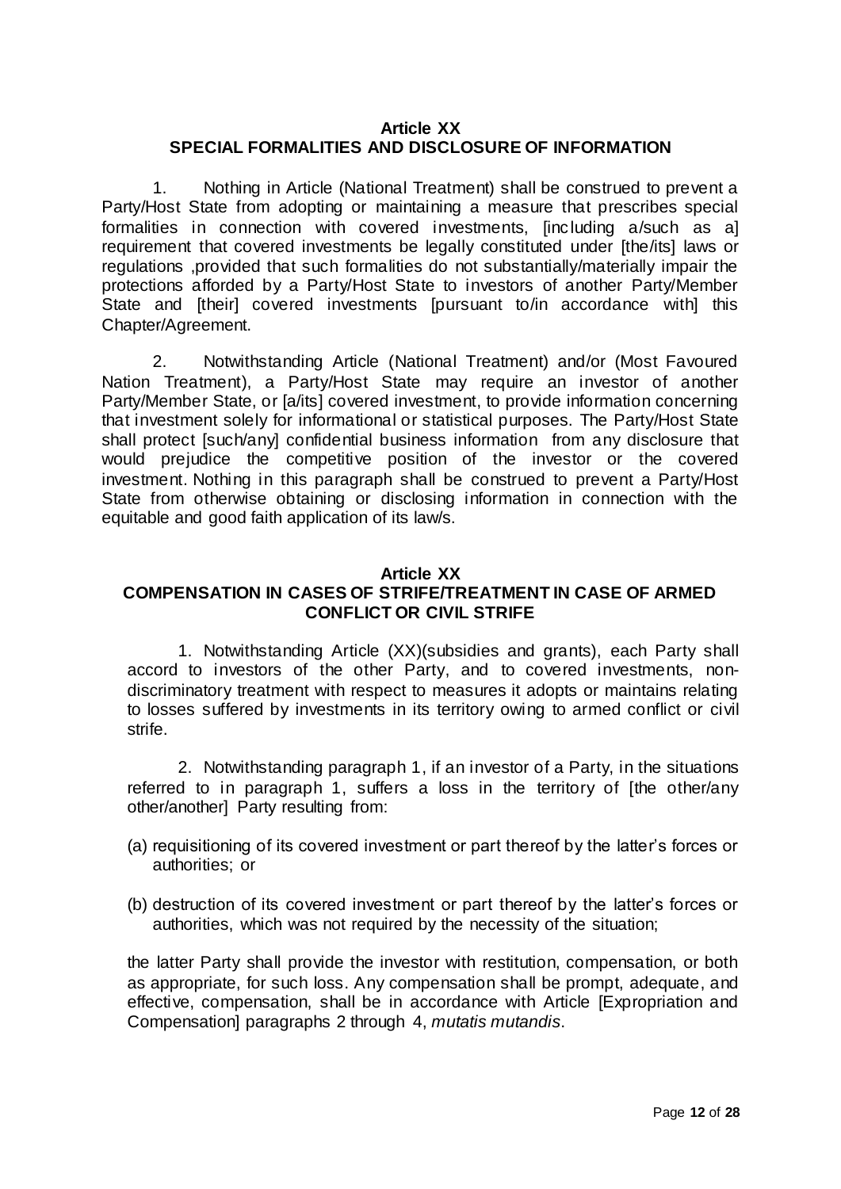**Article XX**
**SPECIAL FORMALITIES AND DISCLOSURE OF INFORMATION**

1. Nothing in Article (National Treatment) shall be construed to prevent a Party/Host State from adopting or maintaining a measure that prescribes special formalities in connection with covered investments, [including a/such as a] requirement that covered investments be legally constituted under [the/its] laws or regulations ,provided that such formalities do not substantially/materially impair the protections afforded by a Party/Host State to investors of another Party/Member State and [their] covered investments [pursuant to/in accordance with] this Chapter/Agreement.

2. Notwithstanding Article (National Treatment) and/or (Most Favoured Nation Treatment), a Party/Host State may require an investor of another Party/Member State, or [a/its] covered investment, to provide information concerning that investment solely for informational or statistical purposes. The Party/Host State shall protect [such/any] confidential business information from any disclosure that would prejudice the competitive position of the investor or the covered investment. Nothing in this paragraph shall be construed to prevent a Party/Host State from otherwise obtaining or disclosing information in connection with the equitable and good faith application of its law/s.

**Article XX**
**COMPENSATION IN CASES OF STRIFE/TREATMENT IN CASE OF ARMED CONFLICT OR CIVIL STRIFE**

1. Notwithstanding Article (XX)(subsidies and grants), each Party shall accord to investors of the other Party, and to covered investments, non-discriminatory treatment with respect to measures it adopts or maintains relating to losses suffered by investments in its territory owing to armed conflict or civil strife.

2. Notwithstanding paragraph 1, if an investor of a Party, in the situations referred to in paragraph 1, suffers a loss in the territory of [the other/any other/another] Party resulting from:

(a) requisitioning of its covered investment or part thereof by the latter's forces or authorities; or

(b) destruction of its covered investment or part thereof by the latter's forces or authorities, which was not required by the necessity of the situation;

the latter Party shall provide the investor with restitution, compensation, or both as appropriate, for such loss. Any compensation shall be prompt, adequate, and effective, compensation, shall be in accordance with Article [Expropriation and Compensation] paragraphs 2 through 4, *mutatis mutandis*.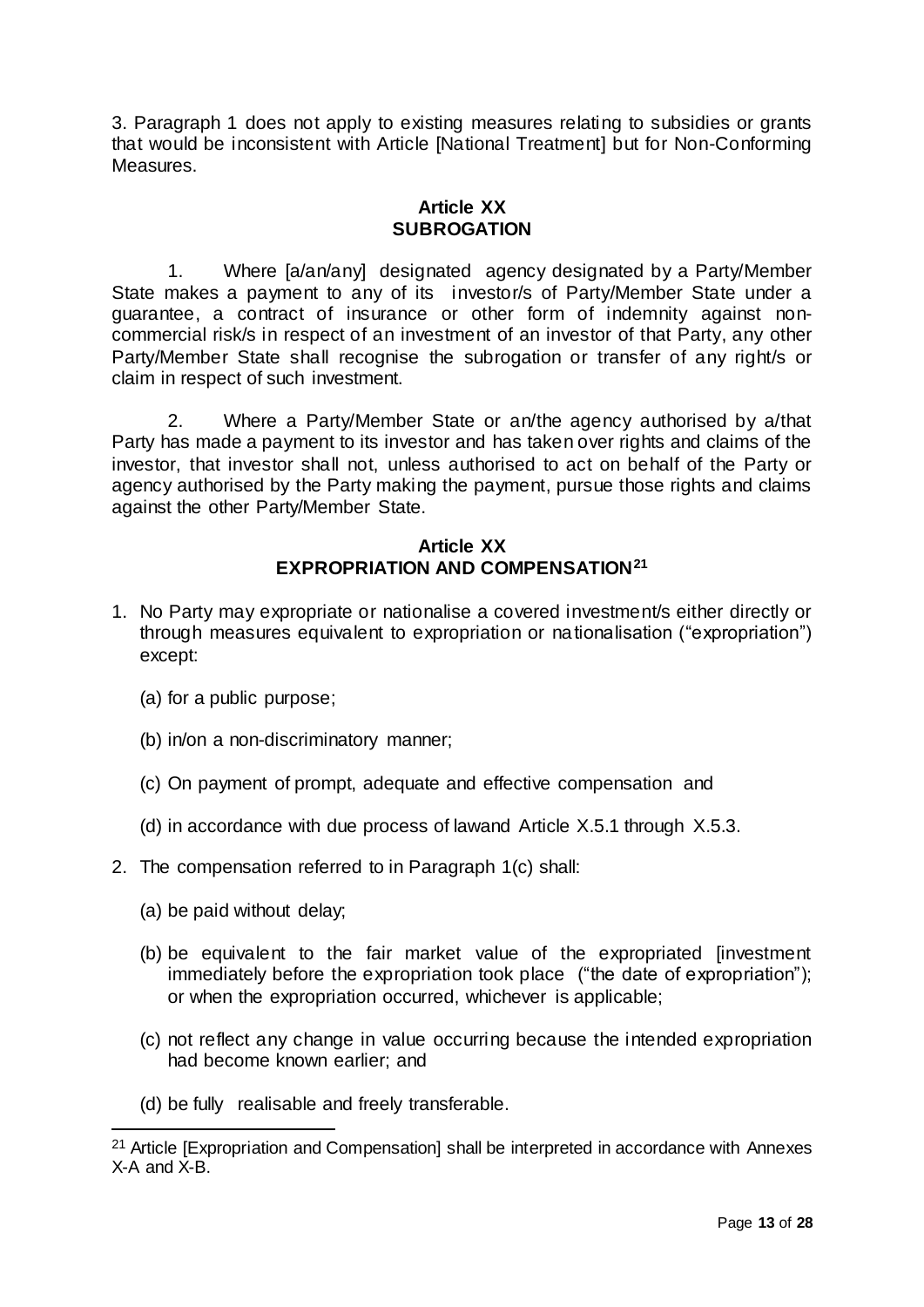3. Paragraph 1 does not apply to existing measures relating to subsidies or grants that would be inconsistent with Article [National Treatment] but for Non-Conforming Measures.

**Article XX**
**SUBROGATION**

1. Where [a/an/any] designated agency designated by a Party/Member State makes a payment to any of its investor/s of Party/Member State under a guarantee, a contract of insurance or other form of indemnity against non-commercial risk/s in respect of an investment of an investor of that Party, any other Party/Member State shall recognise the subrogation or transfer of any right/s or claim in respect of such investment.

2. Where a Party/Member State or an/the agency authorised by a/that Party has made a payment to its investor and has taken over rights and claims of the investor, that investor shall not, unless authorised to act on behalf of the Party or agency authorised by the Party making the payment, pursue those rights and claims against the other Party/Member State.

**Article XX**
**EXPROPRIATION AND COMPENSATION[21]**

1. No Party may expropriate or nationalise a covered investment/s either directly or through measures equivalent to expropriation or nationalisation ("expropriation") except:

   (a) for a public purpose;

   (b) in/on a non-discriminatory manner;

   (c) On payment of prompt, adequate and effective compensation and

   (d) in accordance with due process of lawand Article X.5.1 through X.5.3.

2. The compensation referred to in Paragraph 1(c) shall:

   (a) be paid without delay;

   (b) be equivalent to the fair market value of the expropriated [investment immediately before the expropriation took place ("the date of expropriation"); or when the expropriation occurred, whichever is applicable;

   (c) not reflect any change in value occurring because the intended expropriation had become known earlier; and

   (d) be fully realisable and freely transferable.

[21] Article [Expropriation and Compensation] shall be interpreted in accordance with Annexes X-A and X-B.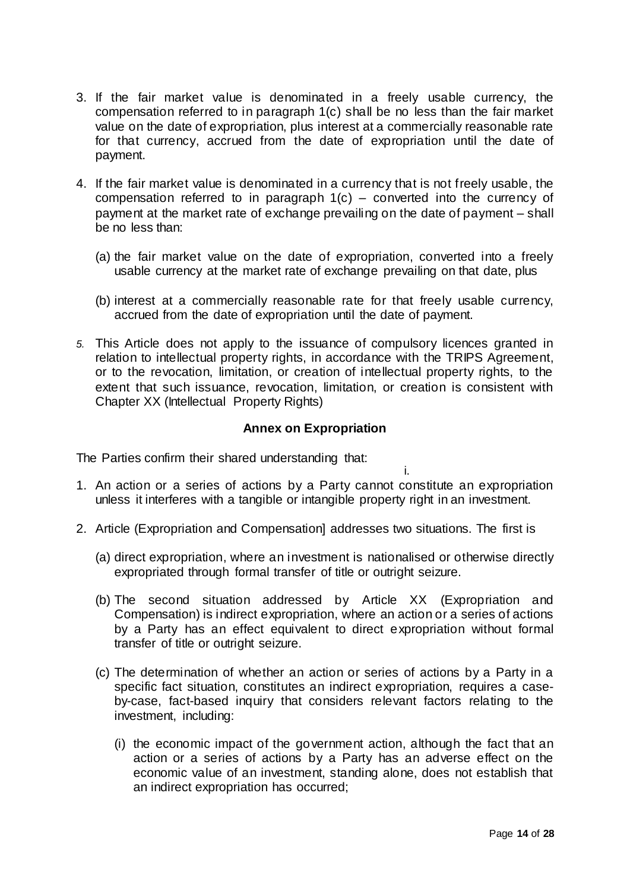3. If the fair market value is denominated in a freely usable currency, the compensation referred to in paragraph 1(c) shall be no less than the fair market value on the date of expropriation, plus interest at a commercially reasonable rate for that currency, accrued from the date of expropriation until the date of payment.

4. If the fair market value is denominated in a currency that is not freely usable, the compensation referred to in paragraph 1(c) – converted into the currency of payment at the market rate of exchange prevailing on the date of payment – shall be no less than:

   (a) the fair market value on the date of expropriation, converted into a freely usable currency at the market rate of exchange prevailing on that date, plus

   (b) interest at a commercially reasonable rate for that freely usable currency, accrued from the date of expropriation until the date of payment.

5. This Article does not apply to the issuance of compulsory licences granted in relation to intellectual property rights, in accordance with the TRIPS Agreement, or to the revocation, limitation, or creation of intellectual property rights, to the extent that such issuance, revocation, limitation, or creation is consistent with Chapter XX (Intellectual Property Rights)

**Annex on Expropriation**

The Parties confirm their shared understanding that:

i.

1. An action or a series of actions by a Party cannot constitute an expropriation unless it interferes with a tangible or intangible property right in an investment.

2. Article (Expropriation and Compensation] addresses two situations. The first is

   (a) direct expropriation, where an investment is nationalised or otherwise directly expropriated through formal transfer of title or outright seizure.

   (b) The second situation addressed by Article XX (Expropriation and Compensation) is indirect expropriation, where an action or a series of actions by a Party has an effect equivalent to direct expropriation without formal transfer of title or outright seizure.

   (c) The determination of whether an action or series of actions by a Party in a specific fact situation, constitutes an indirect expropriation, requires a case-by-case, fact-based inquiry that considers relevant factors relating to the investment, including:

      (i) the economic impact of the government action, although the fact that an action or a series of actions by a Party has an adverse effect on the economic value of an investment, standing alone, does not establish that an indirect expropriation has occurred;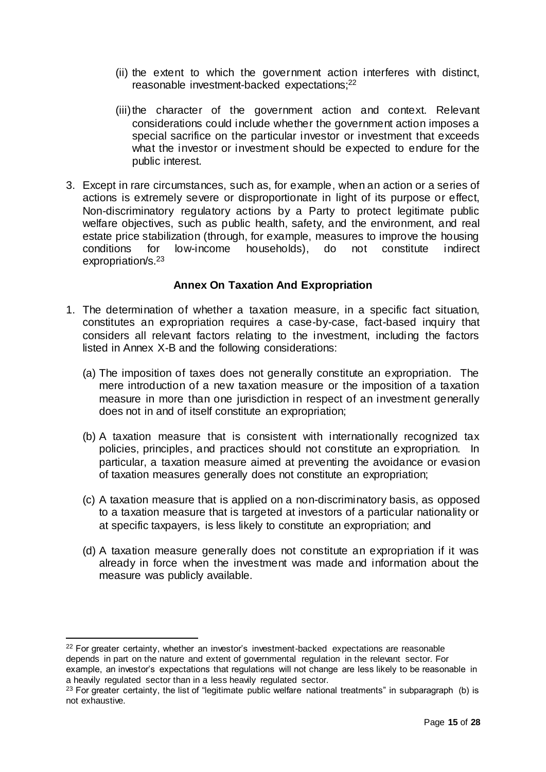(ii) the extent to which the government action interferes with distinct, reasonable investment-backed expectations;[22]

(iii) the character of the government action and context. Relevant considerations could include whether the government action imposes a special sacrifice on the particular investor or investment that exceeds what the investor or investment should be expected to endure for the public interest.

3. Except in rare circumstances, such as, for example, when an action or a series of actions is extremely severe or disproportionate in light of its purpose or effect, Non-discriminatory regulatory actions by a Party to protect legitimate public welfare objectives, such as public health, safety, and the environment, and real estate price stabilization (through, for example, measures to improve the housing conditions for low-income households), do not constitute indirect expropriation/s.[23]

## Annex On Taxation And Expropriation

1. The determination of whether a taxation measure, in a specific fact situation, constitutes an expropriation requires a case-by-case, fact-based inquiry that considers all relevant factors relating to the investment, including the factors listed in Annex X-B and the following considerations:

   (a) The imposition of taxes does not generally constitute an expropriation. The mere introduction of a new taxation measure or the imposition of a taxation measure in more than one jurisdiction in respect of an investment generally does not in and of itself constitute an expropriation;

   (b) A taxation measure that is consistent with internationally recognized tax policies, principles, and practices should not constitute an expropriation. In particular, a taxation measure aimed at preventing the avoidance or evasion of taxation measures generally does not constitute an expropriation;

   (c) A taxation measure that is applied on a non-discriminatory basis, as opposed to a taxation measure that is targeted at investors of a particular nationality or at specific taxpayers, is less likely to constitute an expropriation; and

   (d) A taxation measure generally does not constitute an expropriation if it was already in force when the investment was made and information about the measure was publicly available.

---

[22] For greater certainty, whether an investor's investment-backed expectations are reasonable depends in part on the nature and extent of governmental regulation in the relevant sector. For example, an investor's expectations that regulations will not change are less likely to be reasonable in a heavily regulated sector than in a less heavily regulated sector.

[23] For greater certainty, the list of "legitimate public welfare national treatments" in subparagraph (b) is not exhaustive.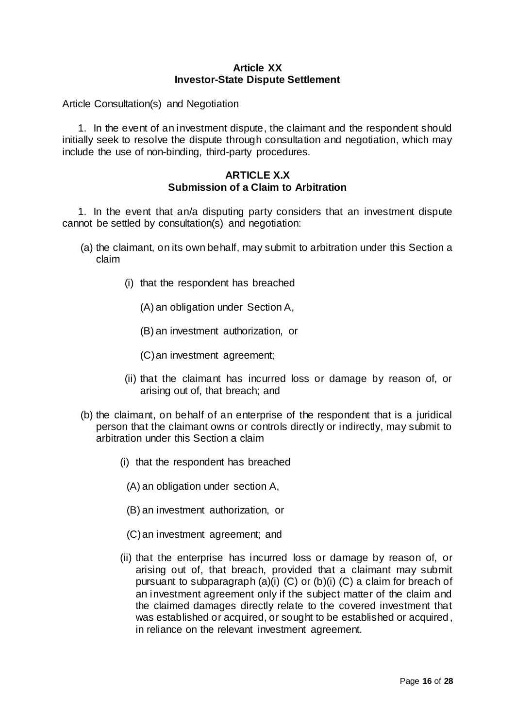**Article XX**
**Investor-State Dispute Settlement**

Article Consultation(s) and Negotiation

1. In the event of an investment dispute, the claimant and the respondent should initially seek to resolve the dispute through consultation and negotiation, which may include the use of non-binding, third-party procedures.

**ARTICLE X.X**
**Submission of a Claim to Arbitration**

1. In the event that an/a disputing party considers that an investment dispute cannot be settled by consultation(s) and negotiation:

(a) the claimant, on its own behalf, may submit to arbitration under this Section a claim

  (i) that the respondent has breached

    (A) an obligation under Section A,

    (B) an investment authorization, or

    (C) an investment agreement;

  (ii) that the claimant has incurred loss or damage by reason of, or arising out of, that breach; and

(b) the claimant, on behalf of an enterprise of the respondent that is a juridical person that the claimant owns or controls directly or indirectly, may submit to arbitration under this Section a claim

  (i) that the respondent has breached

    (A) an obligation under section A,

    (B) an investment authorization, or

    (C) an investment agreement; and

  (ii) that the enterprise has incurred loss or damage by reason of, or arising out of, that breach, provided that a claimant may submit pursuant to subparagraph (a)(i) (C) or (b)(i) (C) a claim for breach of an investment agreement only if the subject matter of the claim and the claimed damages directly relate to the covered investment that was established or acquired, or sought to be established or acquired, in reliance on the relevant investment agreement.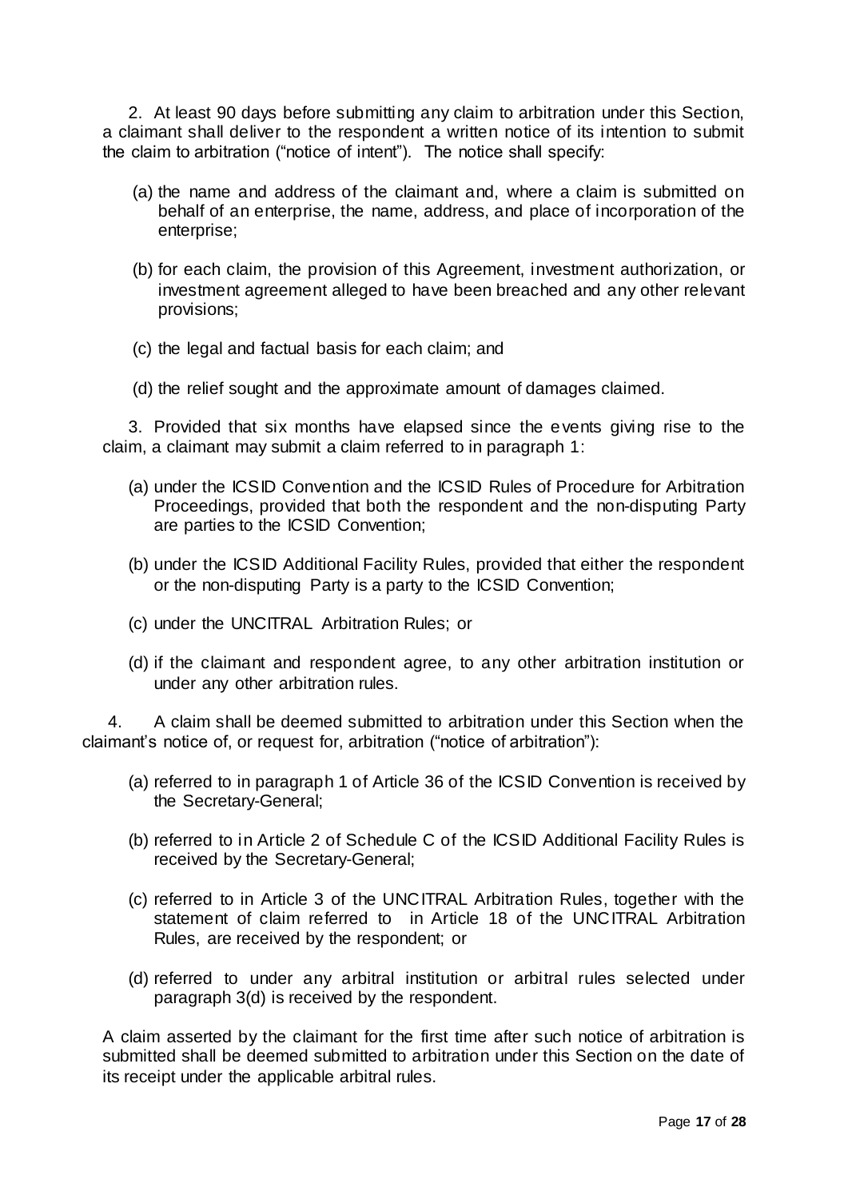2. At least 90 days before submitting any claim to arbitration under this Section, a claimant shall deliver to the respondent a written notice of its intention to submit the claim to arbitration ("notice of intent"). The notice shall specify:

(a) the name and address of the claimant and, where a claim is submitted on behalf of an enterprise, the name, address, and place of incorporation of the enterprise;

(b) for each claim, the provision of this Agreement, investment authorization, or investment agreement alleged to have been breached and any other relevant provisions;

(c) the legal and factual basis for each claim; and

(d) the relief sought and the approximate amount of damages claimed.

3. Provided that six months have elapsed since the events giving rise to the claim, a claimant may submit a claim referred to in paragraph 1:

(a) under the ICSID Convention and the ICSID Rules of Procedure for Arbitration Proceedings, provided that both the respondent and the non-disputing Party are parties to the ICSID Convention;

(b) under the ICSID Additional Facility Rules, provided that either the respondent or the non-disputing Party is a party to the ICSID Convention;

(c) under the UNCITRAL Arbitration Rules; or

(d) if the claimant and respondent agree, to any other arbitration institution or under any other arbitration rules.

4. A claim shall be deemed submitted to arbitration under this Section when the claimant's notice of, or request for, arbitration ("notice of arbitration"):

(a) referred to in paragraph 1 of Article 36 of the ICSID Convention is received by the Secretary-General;

(b) referred to in Article 2 of Schedule C of the ICSID Additional Facility Rules is received by the Secretary-General;

(c) referred to in Article 3 of the UNCITRAL Arbitration Rules, together with the statement of claim referred to in Article 18 of the UNCITRAL Arbitration Rules, are received by the respondent; or

(d) referred to under any arbitral institution or arbitral rules selected under paragraph 3(d) is received by the respondent.

A claim asserted by the claimant for the first time after such notice of arbitration is submitted shall be deemed submitted to arbitration under this Section on the date of its receipt under the applicable arbitral rules.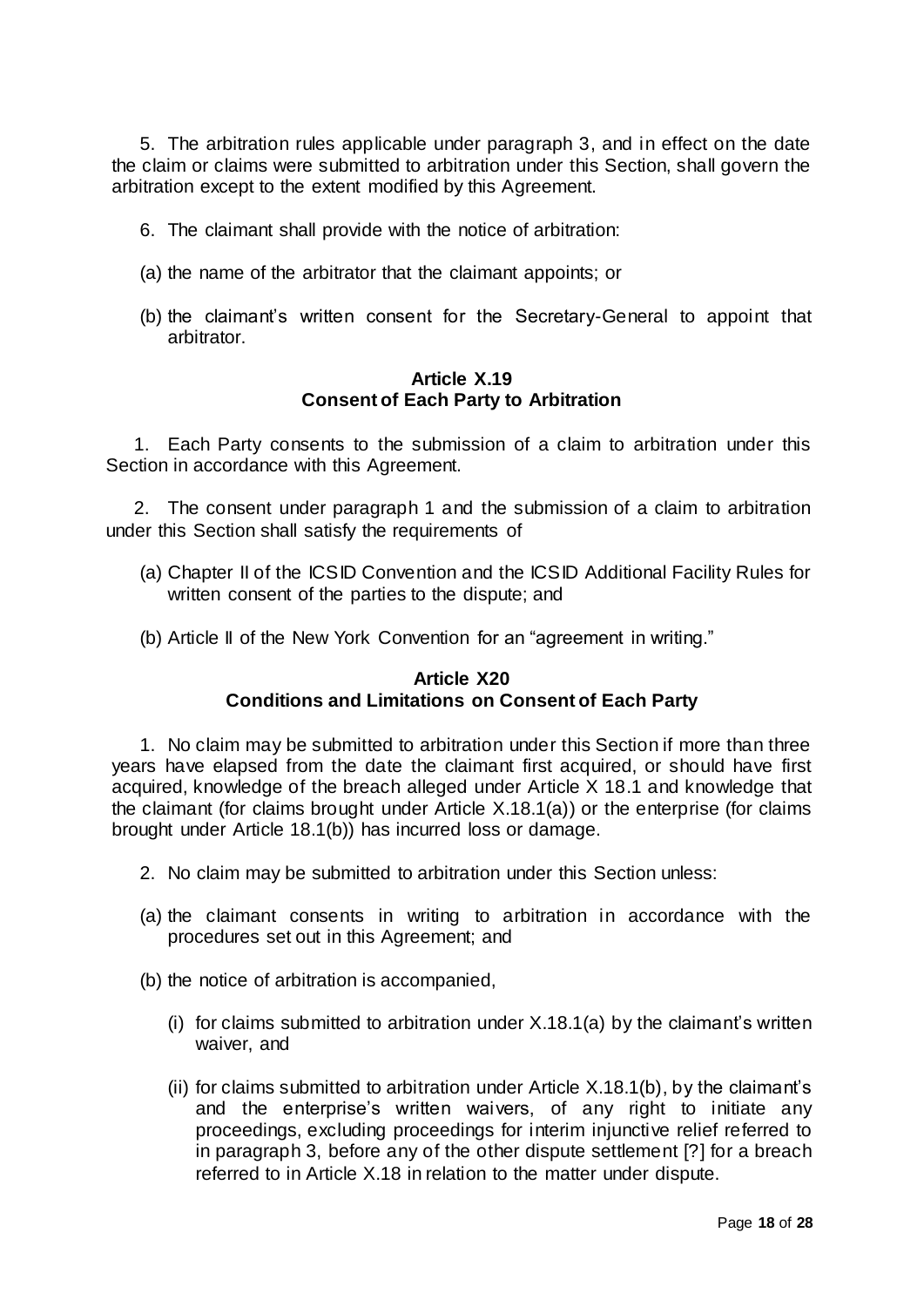5. The arbitration rules applicable under paragraph 3, and in effect on the date the claim or claims were submitted to arbitration under this Section, shall govern the arbitration except to the extent modified by this Agreement.

6. The claimant shall provide with the notice of arbitration:

(a) the name of the arbitrator that the claimant appoints; or

(b) the claimant's written consent for the Secretary-General to appoint that arbitrator.

### Article X.19
### Consent of Each Party to Arbitration

1. Each Party consents to the submission of a claim to arbitration under this Section in accordance with this Agreement.

2. The consent under paragraph 1 and the submission of a claim to arbitration under this Section shall satisfy the requirements of

(a) Chapter II of the ICSID Convention and the ICSID Additional Facility Rules for written consent of the parties to the dispute; and

(b) Article II of the New York Convention for an "agreement in writing."

### Article X20
### Conditions and Limitations on Consent of Each Party

1. No claim may be submitted to arbitration under this Section if more than three years have elapsed from the date the claimant first acquired, or should have first acquired, knowledge of the breach alleged under Article X 18.1 and knowledge that the claimant (for claims brought under Article X.18.1(a)) or the enterprise (for claims brought under Article 18.1(b)) has incurred loss or damage.

2. No claim may be submitted to arbitration under this Section unless:

(a) the claimant consents in writing to arbitration in accordance with the procedures set out in this Agreement; and

(b) the notice of arbitration is accompanied,

(i) for claims submitted to arbitration under X.18.1(a) by the claimant's written waiver, and

(ii) for claims submitted to arbitration under Article X.18.1(b), by the claimant's and the enterprise's written waivers, of any right to initiate any proceedings, excluding proceedings for interim injunctive relief referred to in paragraph 3, before any of the other dispute settlement [?] for a breach referred to in Article X.18 in relation to the matter under dispute.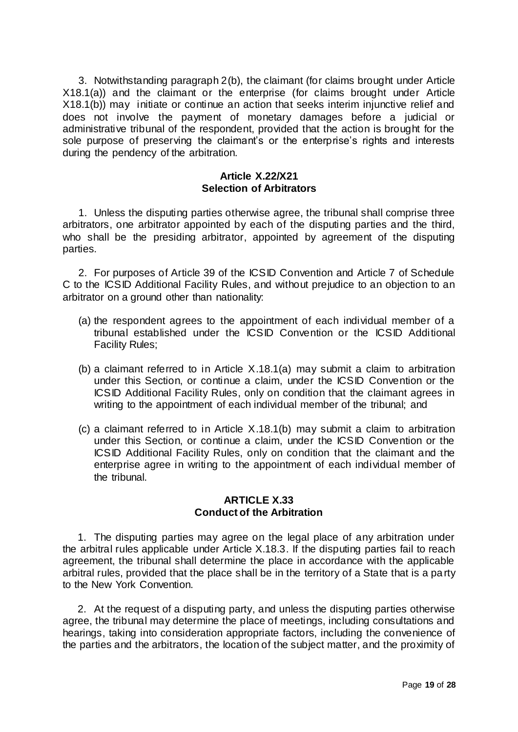3. Notwithstanding paragraph 2(b), the claimant (for claims brought under Article X18.1(a)) and the claimant or the enterprise (for claims brought under Article X18.1(b)) may initiate or continue an action that seeks interim injunctive relief and does not involve the payment of monetary damages before a judicial or administrative tribunal of the respondent, provided that the action is brought for the sole purpose of preserving the claimant's or the enterprise's rights and interests during the pendency of the arbitration.

### Article X.22/X21
### Selection of Arbitrators

1. Unless the disputing parties otherwise agree, the tribunal shall comprise three arbitrators, one arbitrator appointed by each of the disputing parties and the third, who shall be the presiding arbitrator, appointed by agreement of the disputing parties.

2. For purposes of Article 39 of the ICSID Convention and Article 7 of Schedule C to the ICSID Additional Facility Rules, and without prejudice to an objection to an arbitrator on a ground other than nationality:

(a) the respondent agrees to the appointment of each individual member of a tribunal established under the ICSID Convention or the ICSID Additional Facility Rules;

(b) a claimant referred to in Article X.18.1(a) may submit a claim to arbitration under this Section, or continue a claim, under the ICSID Convention or the ICSID Additional Facility Rules, only on condition that the claimant agrees in writing to the appointment of each individual member of the tribunal; and

(c) a claimant referred to in Article X.18.1(b) may submit a claim to arbitration under this Section, or continue a claim, under the ICSID Convention or the ICSID Additional Facility Rules, only on condition that the claimant and the enterprise agree in writing to the appointment of each individual member of the tribunal.

### ARTICLE X.33
### Conduct of the Arbitration

1. The disputing parties may agree on the legal place of any arbitration under the arbitral rules applicable under Article X.18.3. If the disputing parties fail to reach agreement, the tribunal shall determine the place in accordance with the applicable arbitral rules, provided that the place shall be in the territory of a State that is a party to the New York Convention.

2. At the request of a disputing party, and unless the disputing parties otherwise agree, the tribunal may determine the place of meetings, including consultations and hearings, taking into consideration appropriate factors, including the convenience of the parties and the arbitrators, the location of the subject matter, and the proximity of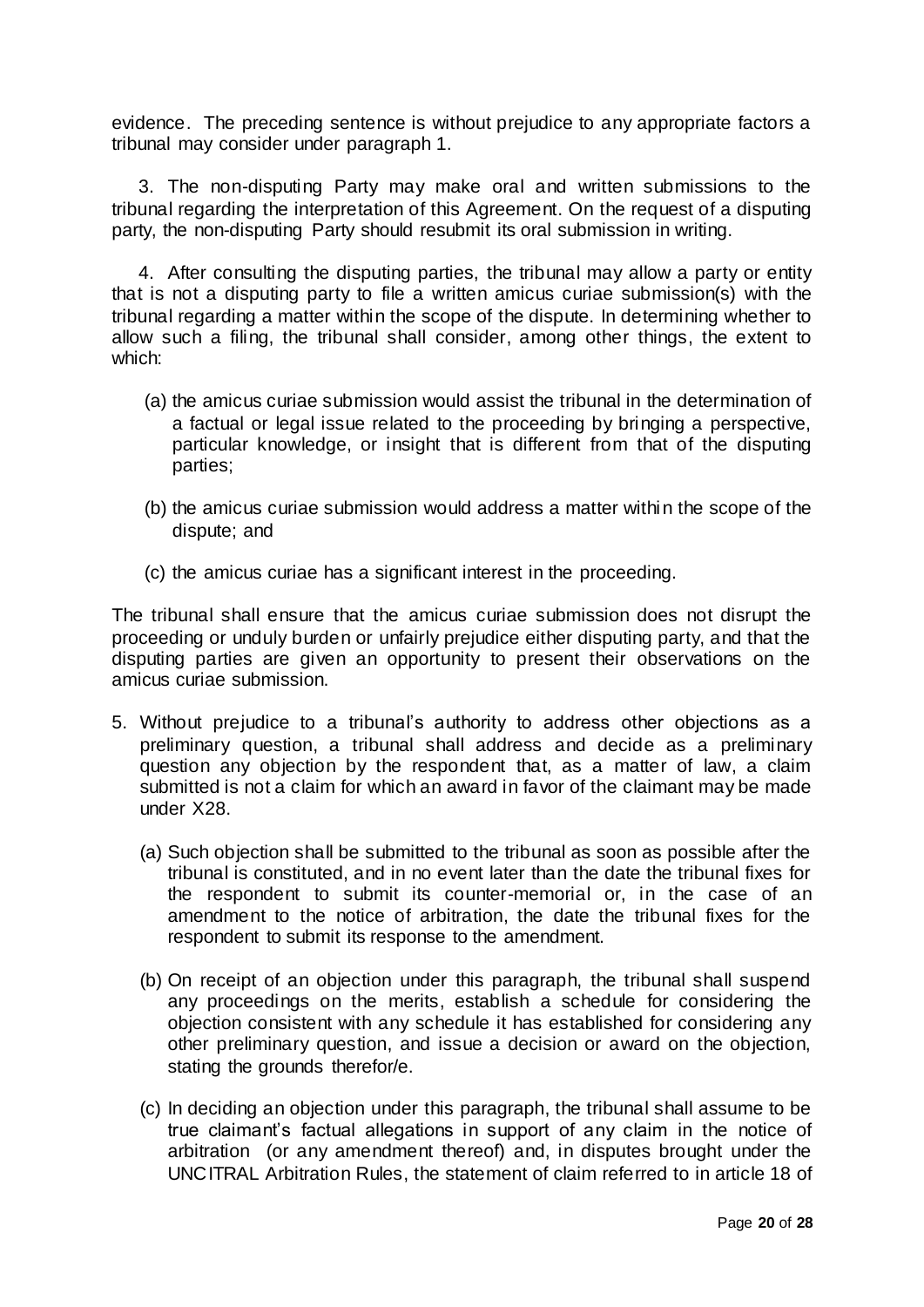evidence. The preceding sentence is without prejudice to any appropriate factors a tribunal may consider under paragraph 1.

3. The non-disputing Party may make oral and written submissions to the tribunal regarding the interpretation of this Agreement. On the request of a disputing party, the non-disputing Party should resubmit its oral submission in writing.

4. After consulting the disputing parties, the tribunal may allow a party or entity that is not a disputing party to file a written amicus curiae submission(s) with the tribunal regarding a matter within the scope of the dispute. In determining whether to allow such a filing, the tribunal shall consider, among other things, the extent to which:

(a) the amicus curiae submission would assist the tribunal in the determination of a factual or legal issue related to the proceeding by bringing a perspective, particular knowledge, or insight that is different from that of the disputing parties;

(b) the amicus curiae submission would address a matter within the scope of the dispute; and

(c) the amicus curiae has a significant interest in the proceeding.

The tribunal shall ensure that the amicus curiae submission does not disrupt the proceeding or unduly burden or unfairly prejudice either disputing party, and that the disputing parties are given an opportunity to present their observations on the amicus curiae submission.

5. Without prejudice to a tribunal's authority to address other objections as a preliminary question, a tribunal shall address and decide as a preliminary question any objection by the respondent that, as a matter of law, a claim submitted is not a claim for which an award in favor of the claimant may be made under X28.

(a) Such objection shall be submitted to the tribunal as soon as possible after the tribunal is constituted, and in no event later than the date the tribunal fixes for the respondent to submit its counter-memorial or, in the case of an amendment to the notice of arbitration, the date the tribunal fixes for the respondent to submit its response to the amendment.

(b) On receipt of an objection under this paragraph, the tribunal shall suspend any proceedings on the merits, establish a schedule for considering the objection consistent with any schedule it has established for considering any other preliminary question, and issue a decision or award on the objection, stating the grounds therefor/e.

(c) In deciding an objection under this paragraph, the tribunal shall assume to be true claimant's factual allegations in support of any claim in the notice of arbitration (or any amendment thereof) and, in disputes brought under the UNCITRAL Arbitration Rules, the statement of claim referred to in article 18 of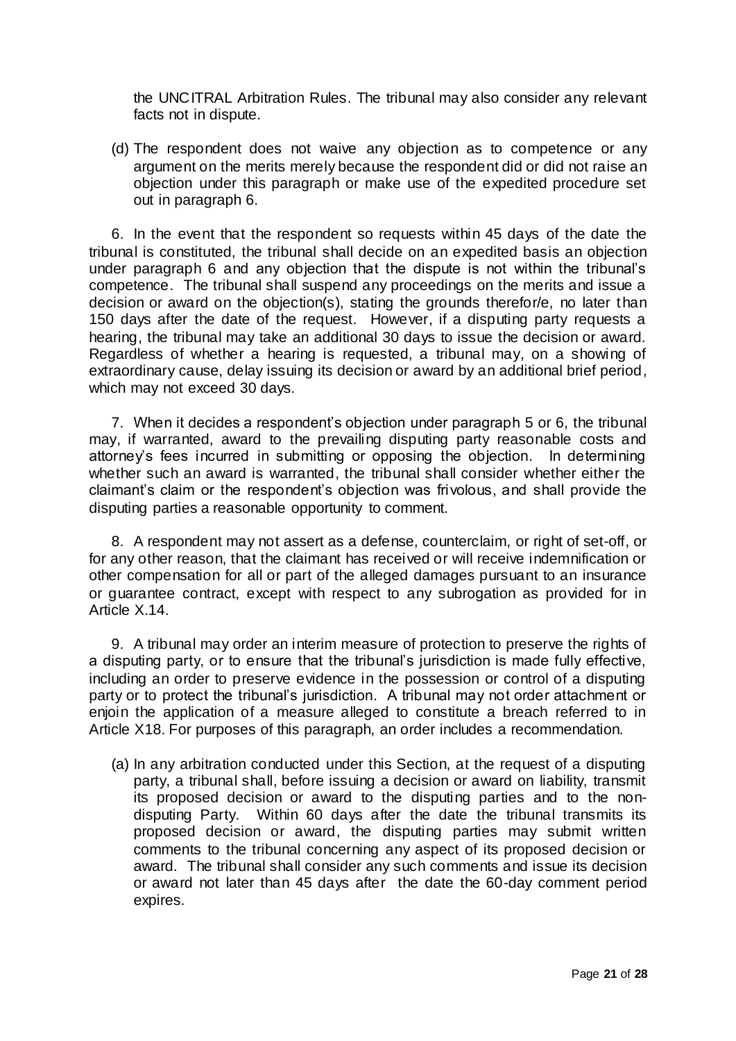the UNCITRAL Arbitration Rules. The tribunal may also consider any relevant facts not in dispute.

(d) The respondent does not waive any objection as to competence or any argument on the merits merely because the respondent did or did not raise an objection under this paragraph or make use of the expedited procedure set out in paragraph 6.

6. In the event that the respondent so requests within 45 days of the date the tribunal is constituted, the tribunal shall decide on an expedited basis an objection under paragraph 6 and any objection that the dispute is not within the tribunal's competence. The tribunal shall suspend any proceedings on the merits and issue a decision or award on the objection(s), stating the grounds therefor/e, no later than 150 days after the date of the request. However, if a disputing party requests a hearing, the tribunal may take an additional 30 days to issue the decision or award. Regardless of whether a hearing is requested, a tribunal may, on a showing of extraordinary cause, delay issuing its decision or award by an additional brief period, which may not exceed 30 days.

7. When it decides a respondent's objection under paragraph 5 or 6, the tribunal may, if warranted, award to the prevailing disputing party reasonable costs and attorney's fees incurred in submitting or opposing the objection. In determining whether such an award is warranted, the tribunal shall consider whether either the claimant's claim or the respondent's objection was frivolous, and shall provide the disputing parties a reasonable opportunity to comment.

8. A respondent may not assert as a defense, counterclaim, or right of set-off, or for any other reason, that the claimant has received or will receive indemnification or other compensation for all or part of the alleged damages pursuant to an insurance or guarantee contract, except with respect to any subrogation as provided for in Article X.14.

9. A tribunal may order an interim measure of protection to preserve the rights of a disputing party, or to ensure that the tribunal's jurisdiction is made fully effective, including an order to preserve evidence in the possession or control of a disputing party or to protect the tribunal's jurisdiction. A tribunal may not order attachment or enjoin the application of a measure alleged to constitute a breach referred to in Article X18. For purposes of this paragraph, an order includes a recommendation.

(a) In any arbitration conducted under this Section, at the request of a disputing party, a tribunal shall, before issuing a decision or award on liability, transmit its proposed decision or award to the disputing parties and to the non-disputing Party. Within 60 days after the date the tribunal transmits its proposed decision or award, the disputing parties may submit written comments to the tribunal concerning any aspect of its proposed decision or award. The tribunal shall consider any such comments and issue its decision or award not later than 45 days after the date the 60-day comment period expires.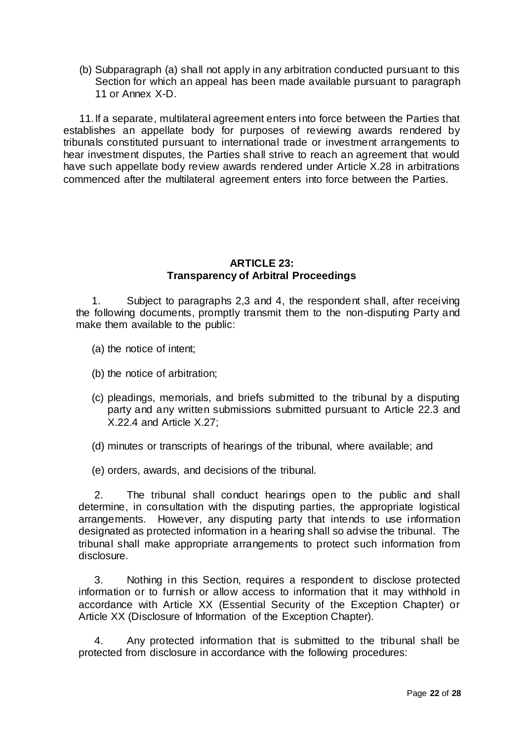(b) Subparagraph (a) shall not apply in any arbitration conducted pursuant to this Section for which an appeal has been made available pursuant to paragraph 11 or Annex X-D.

11. If a separate, multilateral agreement enters into force between the Parties that establishes an appellate body for purposes of reviewing awards rendered by tribunals constituted pursuant to international trade or investment arrangements to hear investment disputes, the Parties shall strive to reach an agreement that would have such appellate body review awards rendered under Article X.28 in arbitrations commenced after the multilateral agreement enters into force between the Parties.

## ARTICLE 23:
## Transparency of Arbitral Proceedings

1. Subject to paragraphs 2,3 and 4, the respondent shall, after receiving the following documents, promptly transmit them to the non-disputing Party and make them available to the public:

(a) the notice of intent;

(b) the notice of arbitration;

(c) pleadings, memorials, and briefs submitted to the tribunal by a disputing party and any written submissions submitted pursuant to Article 22.3 and X.22.4 and Article X.27;

(d) minutes or transcripts of hearings of the tribunal, where available; and

(e) orders, awards, and decisions of the tribunal.

2. The tribunal shall conduct hearings open to the public and shall determine, in consultation with the disputing parties, the appropriate logistical arrangements. However, any disputing party that intends to use information designated as protected information in a hearing shall so advise the tribunal. The tribunal shall make appropriate arrangements to protect such information from disclosure.

3. Nothing in this Section, requires a respondent to disclose protected information or to furnish or allow access to information that it may withhold in accordance with Article XX (Essential Security of the Exception Chapter) or Article XX (Disclosure of Information of the Exception Chapter).

4. Any protected information that is submitted to the tribunal shall be protected from disclosure in accordance with the following procedures: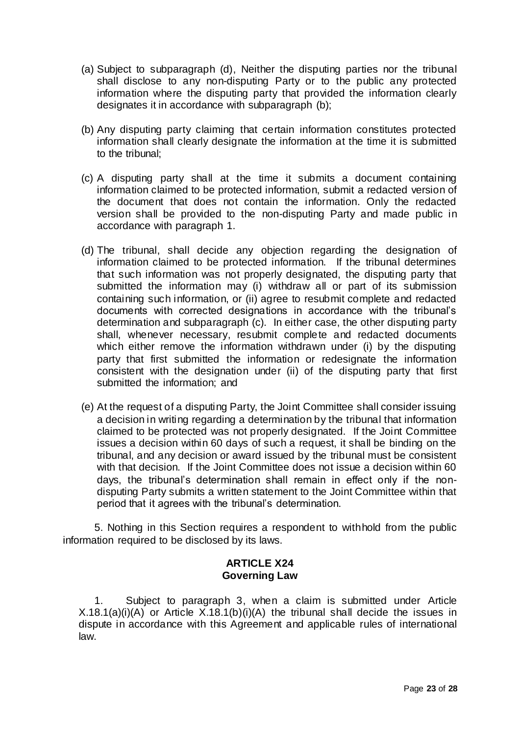(a) Subject to subparagraph (d), Neither the disputing parties nor the tribunal shall disclose to any non-disputing Party or to the public any protected information where the disputing party that provided the information clearly designates it in accordance with subparagraph (b);

(b) Any disputing party claiming that certain information constitutes protected information shall clearly designate the information at the time it is submitted to the tribunal;

(c) A disputing party shall at the time it submits a document containing information claimed to be protected information, submit a redacted version of the document that does not contain the information. Only the redacted version shall be provided to the non-disputing Party and made public in accordance with paragraph 1.

(d) The tribunal, shall decide any objection regarding the designation of information claimed to be protected information. If the tribunal determines that such information was not properly designated, the disputing party that submitted the information may (i) withdraw all or part of its submission containing such information, or (ii) agree to resubmit complete and redacted documents with corrected designations in accordance with the tribunal's determination and subparagraph (c). In either case, the other disputing party shall, whenever necessary, resubmit complete and redacted documents which either remove the information withdrawn under (i) by the disputing party that first submitted the information or redesignate the information consistent with the designation under (ii) of the disputing party that first submitted the information; and

(e) At the request of a disputing Party, the Joint Committee shall consider issuing a decision in writing regarding a determination by the tribunal that information claimed to be protected was not properly designated. If the Joint Committee issues a decision within 60 days of such a request, it shall be binding on the tribunal, and any decision or award issued by the tribunal must be consistent with that decision. If the Joint Committee does not issue a decision within 60 days, the tribunal's determination shall remain in effect only if the non-disputing Party submits a written statement to the Joint Committee within that period that it agrees with the tribunal's determination.

5. Nothing in this Section requires a respondent to withhold from the public information required to be disclosed by its laws.

## ARTICLE X24
## Governing Law

1. Subject to paragraph 3, when a claim is submitted under Article X.18.1(a)(i)(A) or Article X.18.1(b)(i)(A) the tribunal shall decide the issues in dispute in accordance with this Agreement and applicable rules of international law.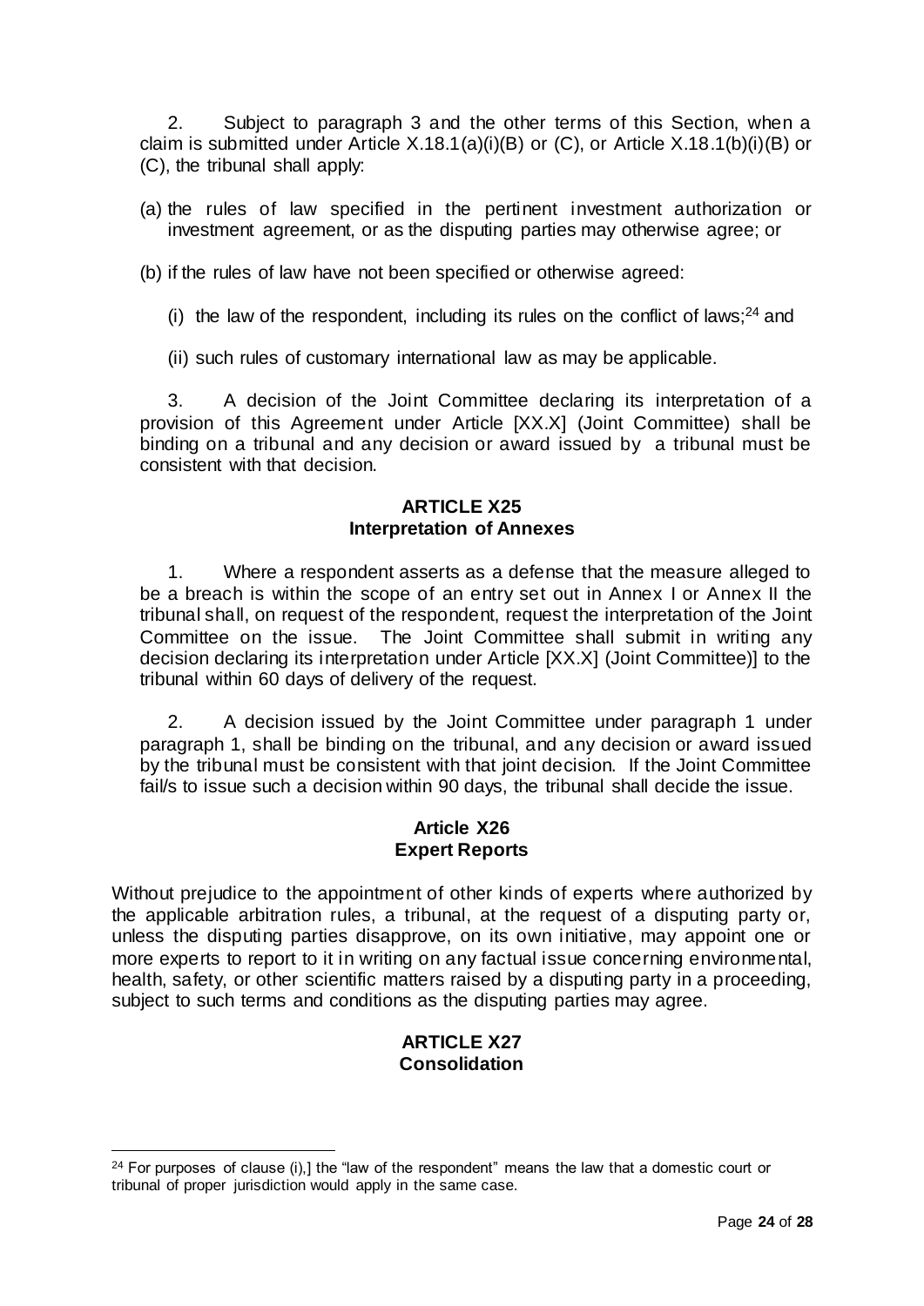2. Subject to paragraph 3 and the other terms of this Section, when a claim is submitted under Article X.18.1(a)(i)(B) or (C), or Article X.18.1(b)(i)(B) or (C), the tribunal shall apply:

(a) the rules of law specified in the pertinent investment authorization or investment agreement, or as the disputing parties may otherwise agree; or

(b) if the rules of law have not been specified or otherwise agreed:

(i) the law of the respondent, including its rules on the conflict of laws;[24] and

(ii) such rules of customary international law as may be applicable.

3. A decision of the Joint Committee declaring its interpretation of a provision of this Agreement under Article [XX.X] (Joint Committee) shall be binding on a tribunal and any decision or award issued by a tribunal must be consistent with that decision.

**ARTICLE X25**
**Interpretation of Annexes**

1. Where a respondent asserts as a defense that the measure alleged to be a breach is within the scope of an entry set out in Annex I or Annex II the tribunal shall, on request of the respondent, request the interpretation of the Joint Committee on the issue. The Joint Committee shall submit in writing any decision declaring its interpretation under Article [XX.X] (Joint Committee)] to the tribunal within 60 days of delivery of the request.

2. A decision issued by the Joint Committee under paragraph 1 under paragraph 1, shall be binding on the tribunal, and any decision or award issued by the tribunal must be consistent with that joint decision. If the Joint Committee fail/s to issue such a decision within 90 days, the tribunal shall decide the issue.

**Article X26**
**Expert Reports**

Without prejudice to the appointment of other kinds of experts where authorized by the applicable arbitration rules, a tribunal, at the request of a disputing party or, unless the disputing parties disapprove, on its own initiative, may appoint one or more experts to report to it in writing on any factual issue concerning environmental, health, safety, or other scientific matters raised by a disputing party in a proceeding, subject to such terms and conditions as the disputing parties may agree.

**ARTICLE X27**
**Consolidation**

---

[24] For purposes of clause (i),] the "law of the respondent" means the law that a domestic court or tribunal of proper jurisdiction would apply in the same case.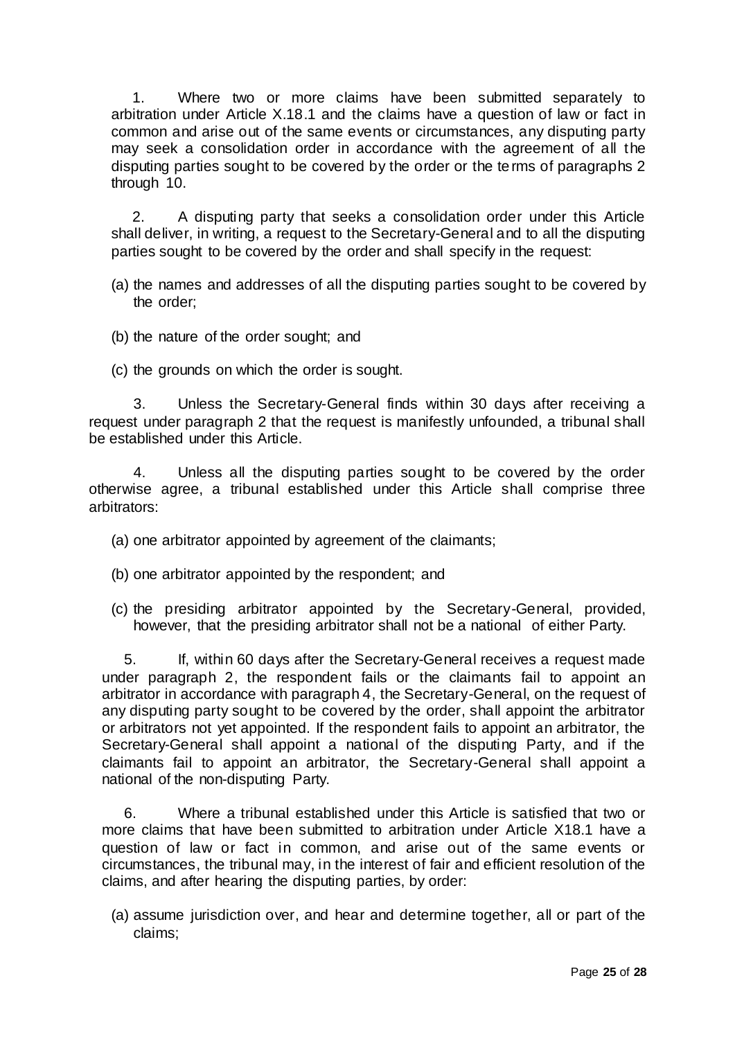1. Where two or more claims have been submitted separately to arbitration under Article X.18.1 and the claims have a question of law or fact in common and arise out of the same events or circumstances, any disputing party may seek a consolidation order in accordance with the agreement of all the disputing parties sought to be covered by the order or the terms of paragraphs 2 through 10.

2. A disputing party that seeks a consolidation order under this Article shall deliver, in writing, a request to the Secretary-General and to all the disputing parties sought to be covered by the order and shall specify in the request:

(a) the names and addresses of all the disputing parties sought to be covered by the order;

(b) the nature of the order sought; and

(c) the grounds on which the order is sought.

3. Unless the Secretary-General finds within 30 days after receiving a request under paragraph 2 that the request is manifestly unfounded, a tribunal shall be established under this Article.

4. Unless all the disputing parties sought to be covered by the order otherwise agree, a tribunal established under this Article shall comprise three arbitrators:

(a) one arbitrator appointed by agreement of the claimants;

(b) one arbitrator appointed by the respondent; and

(c) the presiding arbitrator appointed by the Secretary-General, provided, however, that the presiding arbitrator shall not be a national of either Party.

5. If, within 60 days after the Secretary-General receives a request made under paragraph 2, the respondent fails or the claimants fail to appoint an arbitrator in accordance with paragraph 4, the Secretary-General, on the request of any disputing party sought to be covered by the order, shall appoint the arbitrator or arbitrators not yet appointed. If the respondent fails to appoint an arbitrator, the Secretary-General shall appoint a national of the disputing Party, and if the claimants fail to appoint an arbitrator, the Secretary-General shall appoint a national of the non-disputing Party.

6. Where a tribunal established under this Article is satisfied that two or more claims that have been submitted to arbitration under Article X18.1 have a question of law or fact in common, and arise out of the same events or circumstances, the tribunal may, in the interest of fair and efficient resolution of the claims, and after hearing the disputing parties, by order:

(a) assume jurisdiction over, and hear and determine together, all or part of the claims;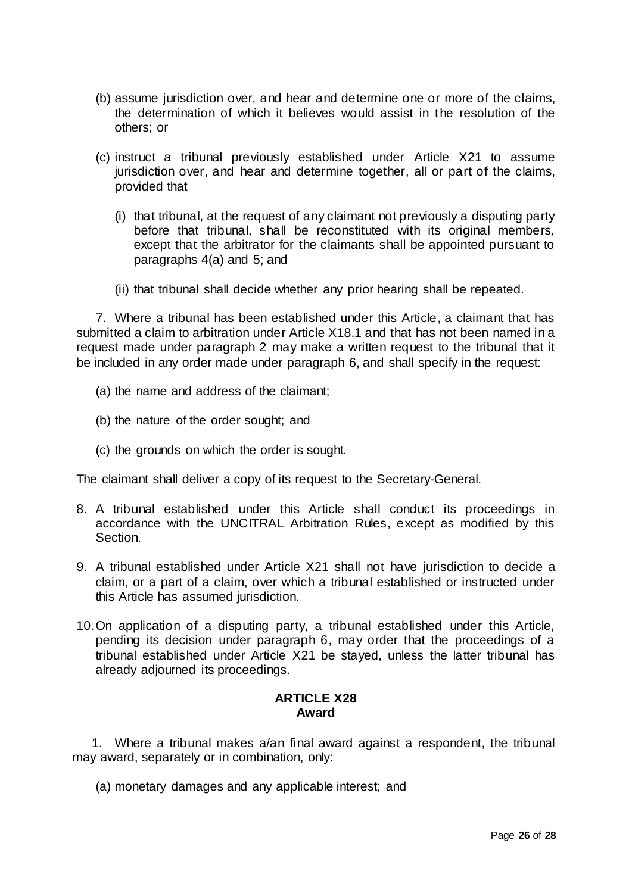(b) assume jurisdiction over, and hear and determine one or more of the claims, the determination of which it believes would assist in the resolution of the others; or

(c) instruct a tribunal previously established under Article X21 to assume jurisdiction over, and hear and determine together, all or part of the claims, provided that

   (i) that tribunal, at the request of any claimant not previously a disputing party before that tribunal, shall be reconstituted with its original members, except that the arbitrator for the claimants shall be appointed pursuant to paragraphs 4(a) and 5; and

   (ii) that tribunal shall decide whether any prior hearing shall be repeated.

7. Where a tribunal has been established under this Article, a claimant that has submitted a claim to arbitration under Article X18.1 and that has not been named in a request made under paragraph 2 may make a written request to the tribunal that it be included in any order made under paragraph 6, and shall specify in the request:

(a) the name and address of the claimant;

(b) the nature of the order sought; and

(c) the grounds on which the order is sought.

The claimant shall deliver a copy of its request to the Secretary-General.

8. A tribunal established under this Article shall conduct its proceedings in accordance with the UNCITRAL Arbitration Rules, except as modified by this Section.

9. A tribunal established under Article X21 shall not have jurisdiction to decide a claim, or a part of a claim, over which a tribunal established or instructed under this Article has assumed jurisdiction.

10. On application of a disputing party, a tribunal established under this Article, pending its decision under paragraph 6, may order that the proceedings of a tribunal established under Article X21 be stayed, unless the latter tribunal has already adjourned its proceedings.

### ARTICLE X28
### Award

1. Where a tribunal makes a/an final award against a respondent, the tribunal may award, separately or in combination, only:

(a) monetary damages and any applicable interest; and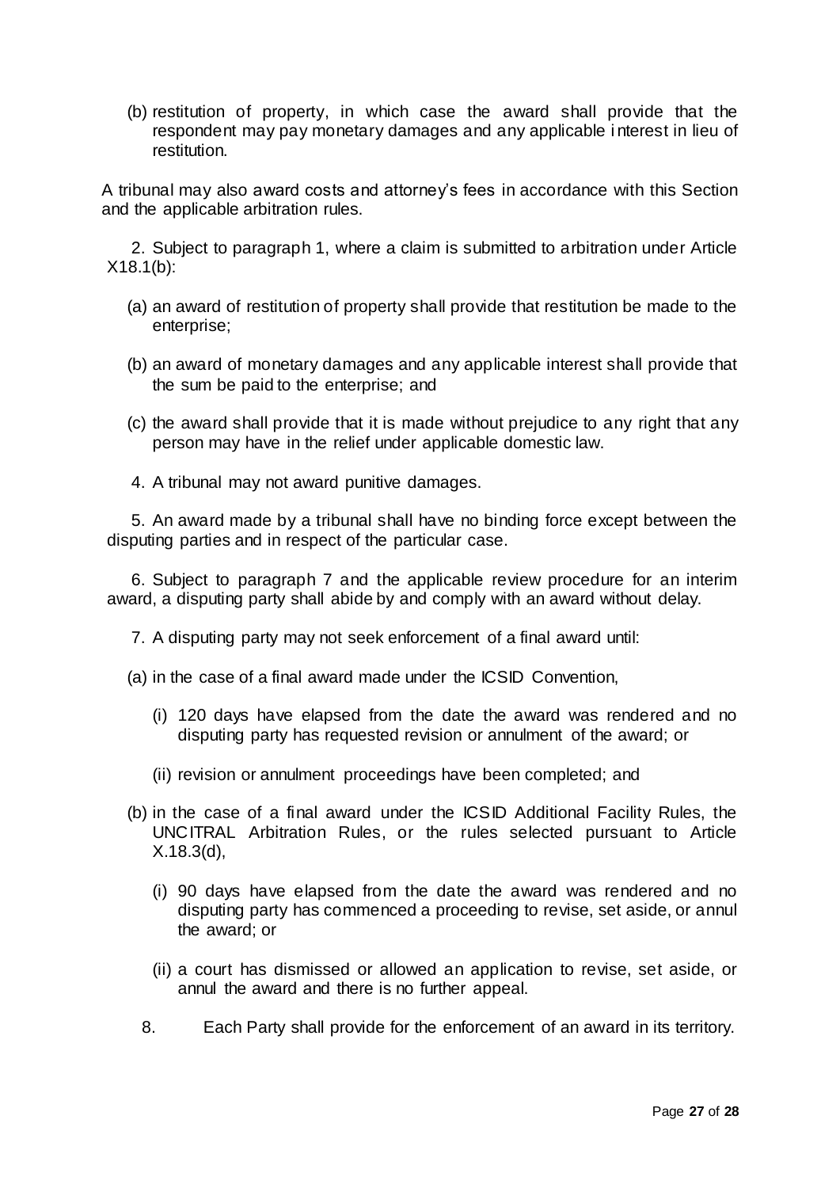(b) restitution of property, in which case the award shall provide that the respondent may pay monetary damages and any applicable interest in lieu of restitution.

A tribunal may also award costs and attorney's fees in accordance with this Section and the applicable arbitration rules.

2. Subject to paragraph 1, where a claim is submitted to arbitration under Article X18.1(b):

(a) an award of restitution of property shall provide that restitution be made to the enterprise;

(b) an award of monetary damages and any applicable interest shall provide that the sum be paid to the enterprise; and

(c) the award shall provide that it is made without prejudice to any right that any person may have in the relief under applicable domestic law.

4. A tribunal may not award punitive damages.

5. An award made by a tribunal shall have no binding force except between the disputing parties and in respect of the particular case.

6. Subject to paragraph 7 and the applicable review procedure for an interim award, a disputing party shall abide by and comply with an award without delay.

7. A disputing party may not seek enforcement of a final award until:

(a) in the case of a final award made under the ICSID Convention,

(i) 120 days have elapsed from the date the award was rendered and no disputing party has requested revision or annulment of the award; or

(ii) revision or annulment proceedings have been completed; and

(b) in the case of a final award under the ICSID Additional Facility Rules, the UNCITRAL Arbitration Rules, or the rules selected pursuant to Article X.18.3(d),

(i) 90 days have elapsed from the date the award was rendered and no disputing party has commenced a proceeding to revise, set aside, or annul the award; or

(ii) a court has dismissed or allowed an application to revise, set aside, or annul the award and there is no further appeal.

8. Each Party shall provide for the enforcement of an award in its territory.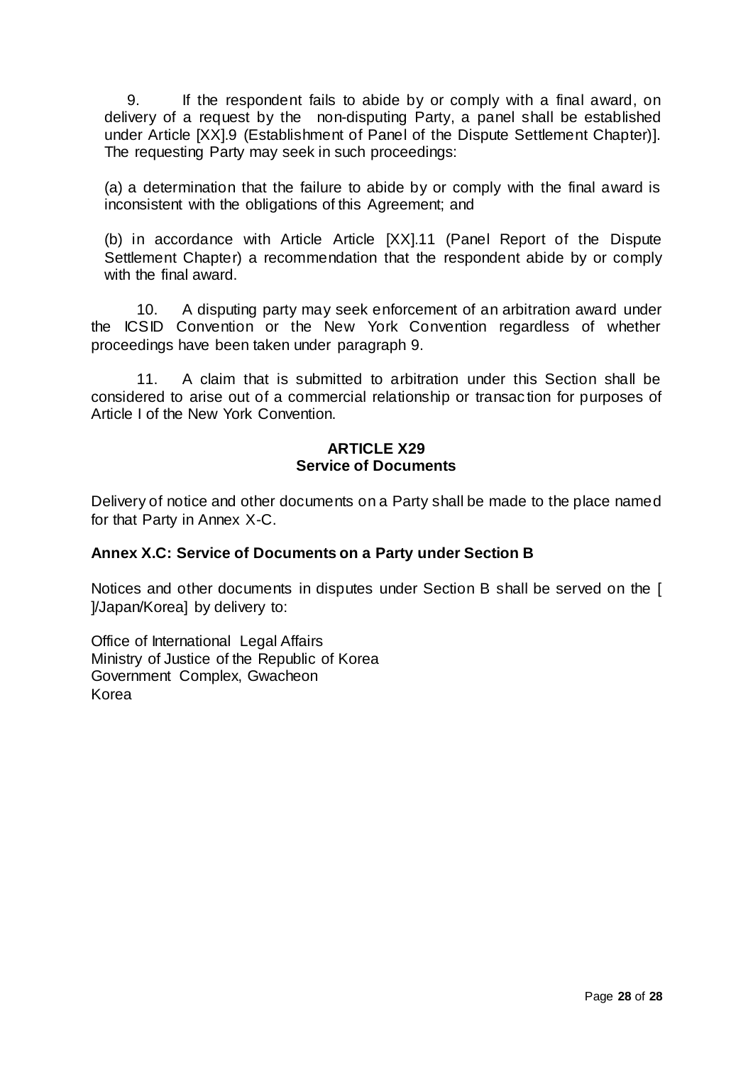9. If the respondent fails to abide by or comply with a final award, on delivery of a request by the non-disputing Party, a panel shall be established under Article [XX].9 (Establishment of Panel of the Dispute Settlement Chapter)]. The requesting Party may seek in such proceedings:

(a) a determination that the failure to abide by or comply with the final award is inconsistent with the obligations of this Agreement; and

(b) in accordance with Article Article [XX].11 (Panel Report of the Dispute Settlement Chapter) a recommendation that the respondent abide by or comply with the final award.

10. A disputing party may seek enforcement of an arbitration award under the ICSID Convention or the New York Convention regardless of whether proceedings have been taken under paragraph 9.

11. A claim that is submitted to arbitration under this Section shall be considered to arise out of a commercial relationship or transaction for purposes of Article I of the New York Convention.

## ARTICLE X29
## Service of Documents

Delivery of notice and other documents on a Party shall be made to the place named for that Party in Annex X-C.

### Annex X.C: Service of Documents on a Party under Section B

Notices and other documents in disputes under Section B shall be served on the [ ]/Japan/Korea] by delivery to:

Office of International Legal Affairs
Ministry of Justice of the Republic of Korea
Government Complex, Gwacheon
Korea